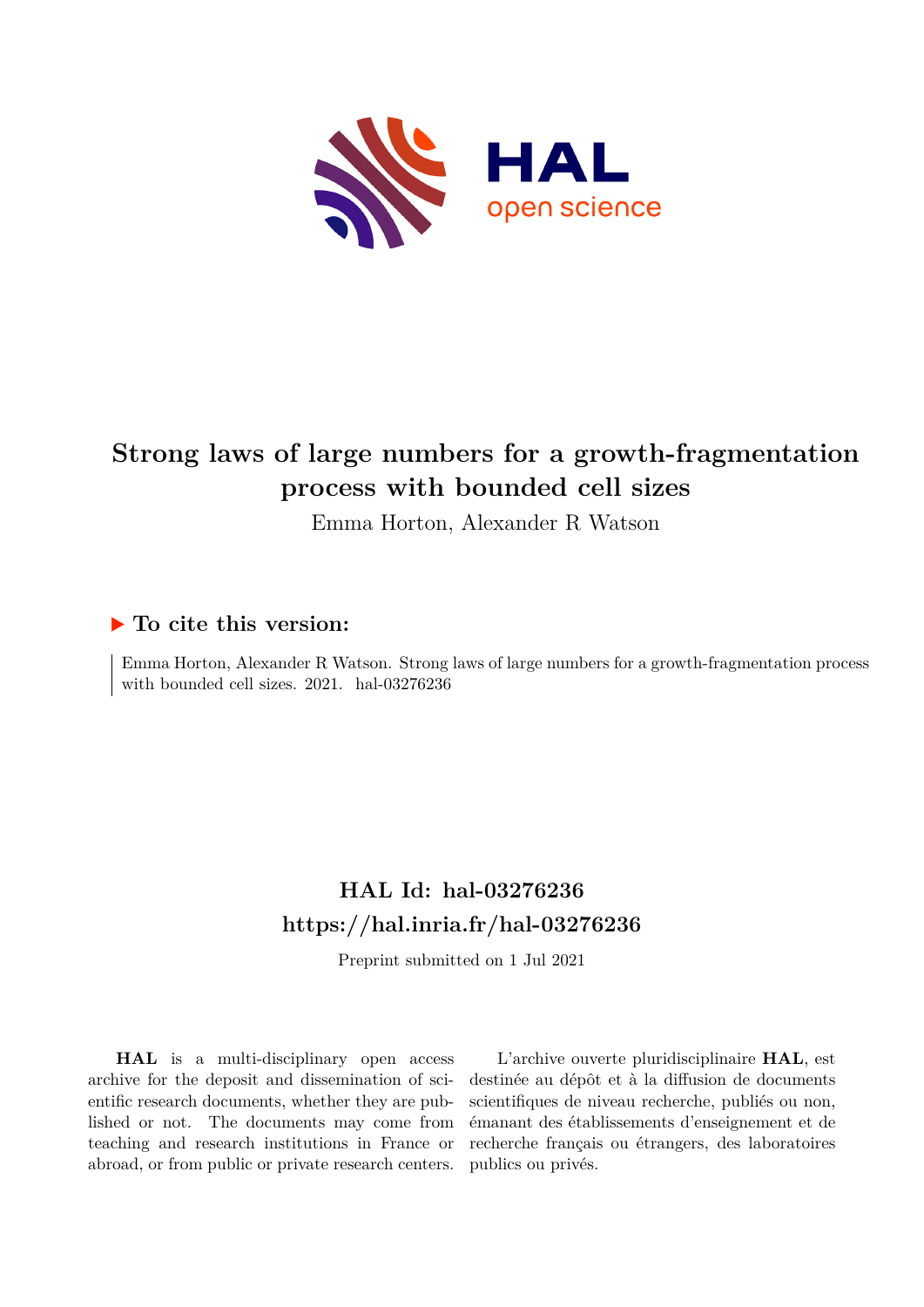# Strong laws of large numbers for a growth-fragmentation process with bounded cell sizes

Emma Horton, Alexander R Watson

## ▶ To cite this version:

Emma Horton, Alexander R Watson. Strong laws of large numbers for a growth-fragmentation process with bounded cell sizes. 2021. hal-03276236

## HAL Id: hal-03276236

## https://hal.inria.fr/hal-03276236

Preprint submitted on 1 Jul 2021

**HAL** is a multi-disciplinary open access archive for the deposit and dissemination of scientific research documents, whether they are published or not. The documents may come from teaching and research institutions in France or abroad, or from public or private research centers.

L'archive ouverte pluridisciplinaire **HAL**, est destinée au dépôt et à la diffusion de documents scientifiques de niveau recherche, publiés ou non, émanant des établissements d'enseignement et de recherche français ou étrangers, des laboratoires publics ou privés.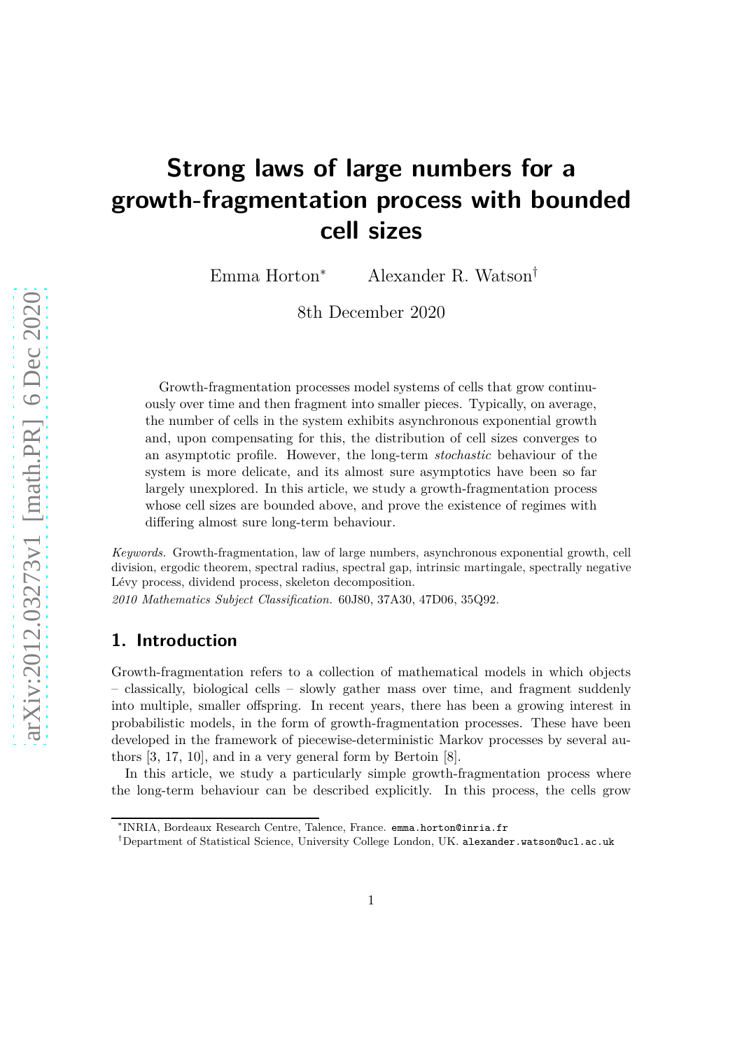# Strong laws of large numbers for a growth-fragmentation process with bounded cell sizes

Emma Horton[*] Alexander R. Watson[†]

8th December 2020

Growth-fragmentation processes model systems of cells that grow continuously over time and then fragment into smaller pieces. Typically, on average, the number of cells in the system exhibits asynchronous exponential growth and, upon compensating for this, the distribution of cell sizes converges to an asymptotic profile. However, the long-term *stochastic* behaviour of the system is more delicate, and its almost sure asymptotics have been so far largely unexplored. In this article, we study a growth-fragmentation process whose cell sizes are bounded above, and prove the existence of regimes with differing almost sure long-term behaviour.

*Keywords.* Growth-fragmentation, law of large numbers, asynchronous exponential growth, cell division, ergodic theorem, spectral radius, spectral gap, intrinsic martingale, spectrally negative Lévy process, dividend process, skeleton decomposition.

*2010 Mathematics Subject Classification.* 60J80, 37A30, 47D06, 35Q92.

## 1. Introduction

Growth-fragmentation refers to a collection of mathematical models in which objects – classically, biological cells – slowly gather mass over time, and fragment suddenly into multiple, smaller offspring. In recent years, there has been a growing interest in probabilistic models, in the form of growth-fragmentation processes. These have been developed in the framework of piecewise-deterministic Markov processes by several authors [3, 17, 10], and in a very general form by Bertoin [8].

In this article, we study a particularly simple growth-fragmentation process where the long-term behaviour can be described explicitly. In this process, the cells grow

[*] INRIA, Bordeaux Research Centre, Talence, France. emma.horton@inria.fr

[†] Department of Statistical Science, University College London, UK. alexander.watson@ucl.ac.uk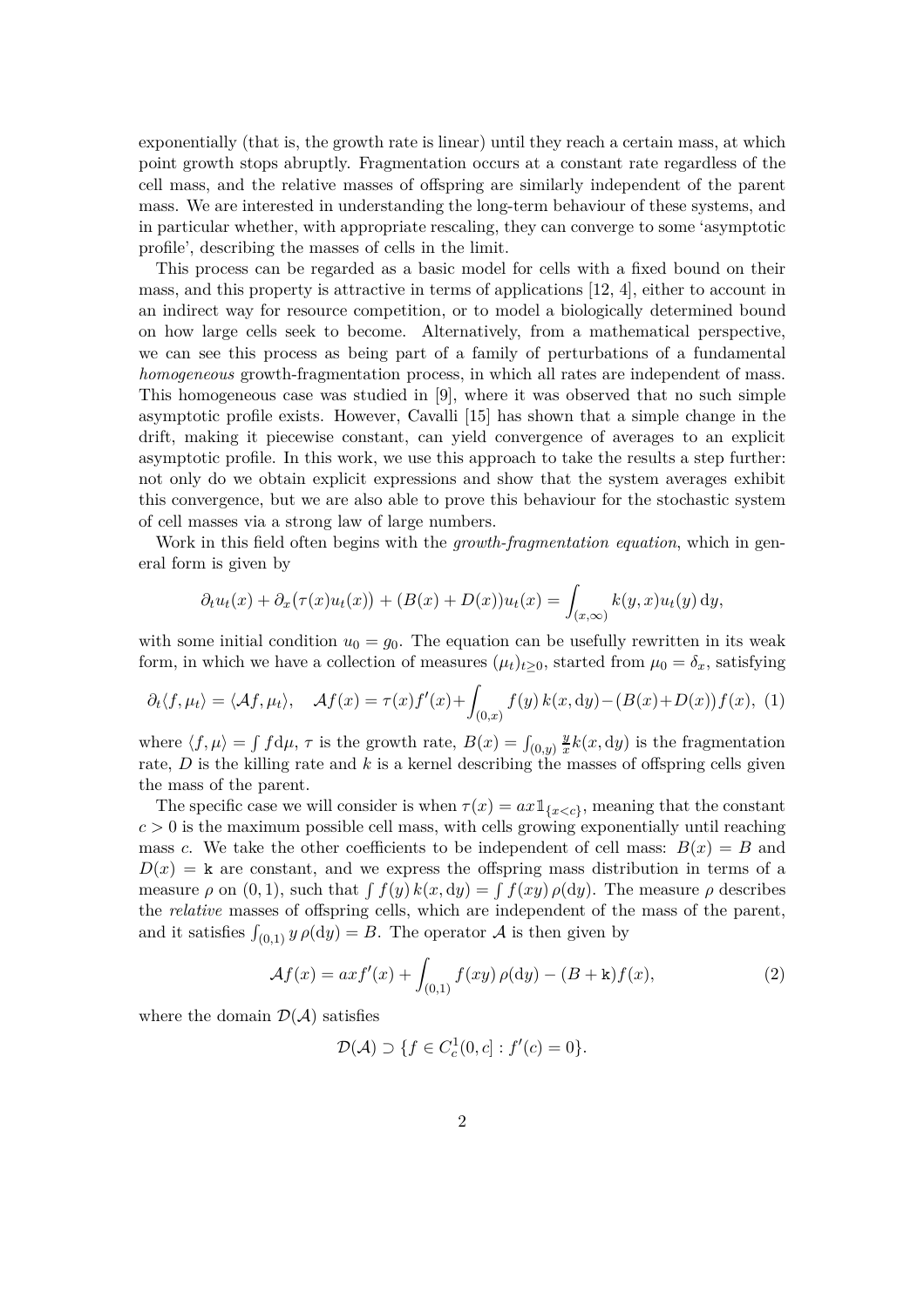exponentially (that is, the growth rate is linear) until they reach a certain mass, at which point growth stops abruptly. Fragmentation occurs at a constant rate regardless of the cell mass, and the relative masses of offspring are similarly independent of the parent mass. We are interested in understanding the long-term behaviour of these systems, and in particular whether, with appropriate rescaling, they can converge to some 'asymptotic profile', describing the masses of cells in the limit.

This process can be regarded as a basic model for cells with a fixed bound on their mass, and this property is attractive in terms of applications [12, 4], either to account in an indirect way for resource competition, or to model a biologically determined bound on how large cells seek to become. Alternatively, from a mathematical perspective, we can see this process as being part of a family of perturbations of a fundamental *homogeneous* growth-fragmentation process, in which all rates are independent of mass. This homogeneous case was studied in [9], where it was observed that no such simple asymptotic profile exists. However, Cavalli [15] has shown that a simple change in the drift, making it piecewise constant, can yield convergence of averages to an explicit asymptotic profile. In this work, we use this approach to take the results a step further: not only do we obtain explicit expressions and show that the system averages exhibit this convergence, but we are also able to prove this behaviour for the stochastic system of cell masses via a strong law of large numbers.

Work in this field often begins with the *growth-fragmentation equation*, which in general form is given by

$$\partial_t u_t(x) + \partial_x(\tau(x)u_t(x)) + (B(x) + D(x))u_t(x) = \int_{(x,\infty)} k(y,x)u_t(y)\,\mathrm{d}y,$$

with some initial condition $u_0 = g_0$. The equation can be usefully rewritten in its weak form, in which we have a collection of measures $(\mu_t)_{t\geq 0}$, started from $\mu_0 = \delta_x$, satisfying

$$\partial_t\langle f, \mu_t\rangle = \langle \mathcal{A}f, \mu_t\rangle, \quad \mathcal{A}f(x) = \tau(x)f'(x) + \int_{(0,x)} f(y)\,k(x,\mathrm{d}y) - (B(x)+D(x))f(x), \tag{1}$$

where $\langle f, \mu\rangle = \int f\mathrm{d}\mu$, $\tau$ is the growth rate, $B(x) = \int_{(0,y)} \frac{y}{x}k(x,\mathrm{d}y)$ is the fragmentation rate, $D$ is the killing rate and $k$ is a kernel describing the masses of offspring cells given the mass of the parent.

The specific case we will consider is when $\tau(x) = ax\mathbb{1}_{\{x<c\}}$, meaning that the constant $c > 0$ is the maximum possible cell mass, with cells growing exponentially until reaching mass $c$. We take the other coefficients to be independent of cell mass: $B(x) = B$ and $D(x) = \mathtt{k}$ are constant, and we express the offspring mass distribution in terms of a measure $\rho$ on $(0,1)$, such that $\int f(y)\,k(x,\mathrm{d}y) = \int f(xy)\,\rho(\mathrm{d}y)$. The measure $\rho$ describes the *relative* masses of offspring cells, which are independent of the mass of the parent, and it satisfies $\int_{(0,1)} y\,\rho(\mathrm{d}y) = B$. The operator $\mathcal{A}$ is then given by

$$\mathcal{A}f(x) = axf'(x) + \int_{(0,1)} f(xy)\,\rho(\mathrm{d}y) - (B + \mathtt{k})f(x), \tag{2}$$

where the domain $\mathcal{D}(\mathcal{A})$ satisfies

$$\mathcal{D}(\mathcal{A}) \supset \{f \in C^1_c(0,c] : f'(c) = 0\}.$$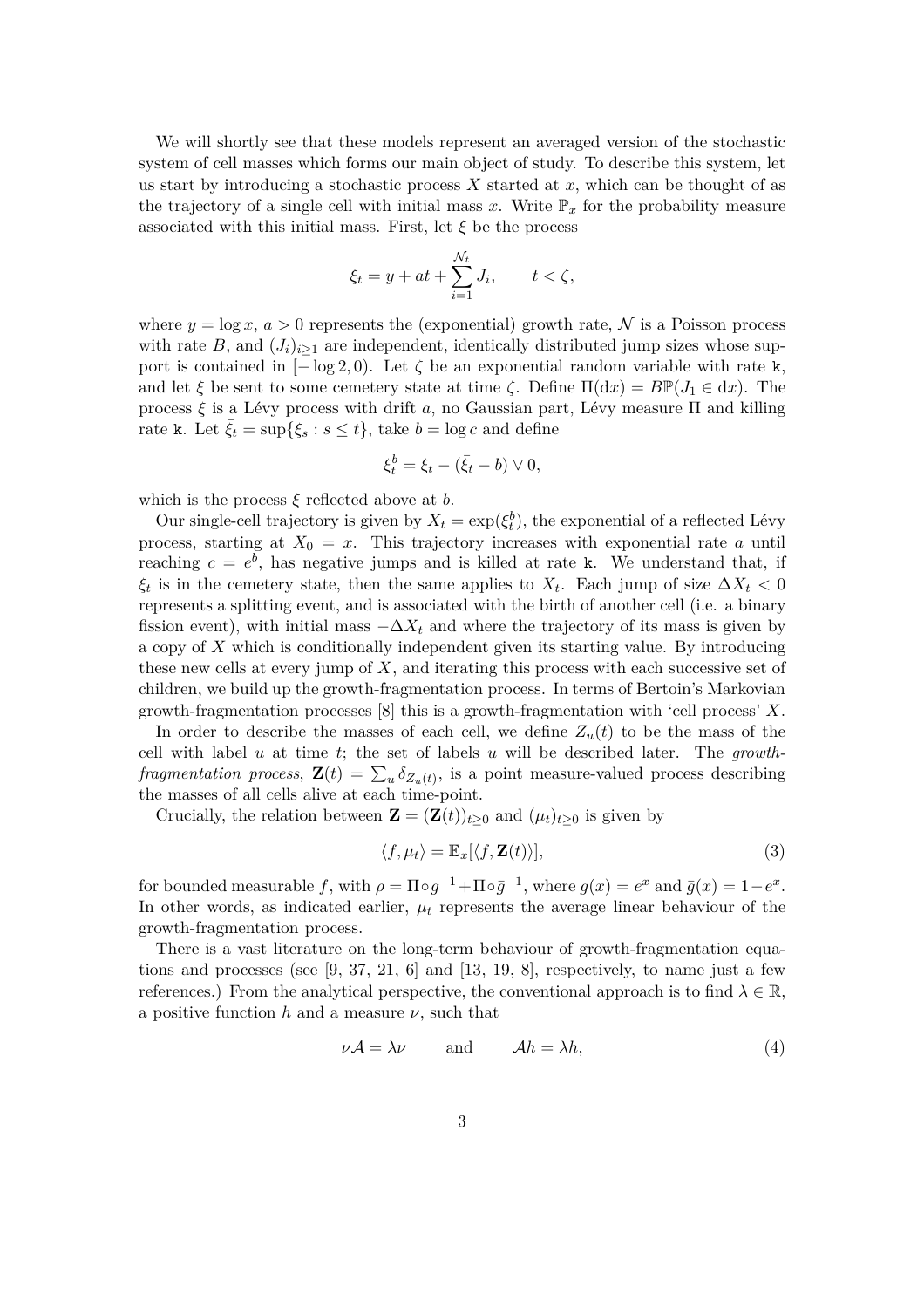We will shortly see that these models represent an averaged version of the stochastic system of cell masses which forms our main object of study. To describe this system, let us start by introducing a stochastic process $X$ started at $x$, which can be thought of as the trajectory of a single cell with initial mass $x$. Write $\mathbb{P}_x$ for the probability measure associated with this initial mass. First, let $\xi$ be the process

$$\xi_t = y + at + \sum_{i=1}^{\mathcal{N}_t} J_i, \qquad t < \zeta,$$

where $y = \log x$, $a > 0$ represents the (exponential) growth rate, $\mathcal{N}$ is a Poisson process with rate $B$, and $(J_i)_{i \geq 1}$ are independent, identically distributed jump sizes whose support is contained in $[-\log 2, 0)$. Let $\zeta$ be an exponential random variable with rate $\mathtt{k}$, and let $\xi$ be sent to some cemetery state at time $\zeta$. Define $\Pi(\mathrm{d}x) = B\mathbb{P}(J_1 \in \mathrm{d}x)$. The process $\xi$ is a Lévy process with drift $a$, no Gaussian part, Lévy measure $\Pi$ and killing rate $\mathtt{k}$. Let $\bar{\xi}_t = \sup\{\xi_s : s \leq t\}$, take $b = \log c$ and define

$$\xi_t^b = \xi_t - (\bar{\xi}_t - b) \vee 0,$$

which is the process $\xi$ reflected above at $b$.

Our single-cell trajectory is given by $X_t = \exp(\xi_t^b)$, the exponential of a reflected Lévy process, starting at $X_0 = x$. This trajectory increases with exponential rate $a$ until reaching $c = e^b$, has negative jumps and is killed at rate $\mathtt{k}$. We understand that, if $\xi_t$ is in the cemetery state, then the same applies to $X_t$. Each jump of size $\Delta X_t < 0$ represents a splitting event, and is associated with the birth of another cell (i.e. a binary fission event), with initial mass $-\Delta X_t$ and where the trajectory of its mass is given by a copy of $X$ which is conditionally independent given its starting value. By introducing these new cells at every jump of $X$, and iterating this process with each successive set of children, we build up the growth-fragmentation process. In terms of Bertoin's Markovian growth-fragmentation processes [8] this is a growth-fragmentation with 'cell process' $X$.

In order to describe the masses of each cell, we define $Z_u(t)$ to be the mass of the cell with label $u$ at time $t$; the set of labels $u$ will be described later. The *growth-fragmentation process*, $\mathbf{Z}(t) = \sum_u \delta_{Z_u(t)}$, is a point measure-valued process describing the masses of all cells alive at each time-point.

Crucially, the relation between $\mathbf{Z} = (\mathbf{Z}(t))_{t \geq 0}$ and $(\mu_t)_{t \geq 0}$ is given by

$$\langle f, \mu_t \rangle = \mathbb{E}_x[\langle f, \mathbf{Z}(t) \rangle], \tag{3}$$

for bounded measurable $f$, with $\rho = \Pi \circ g^{-1} + \Pi \circ \bar{g}^{-1}$, where $g(x) = e^x$ and $\bar{g}(x) = 1 - e^x$. In other words, as indicated earlier, $\mu_t$ represents the average linear behaviour of the growth-fragmentation process.

There is a vast literature on the long-term behaviour of growth-fragmentation equations and processes (see [9, 37, 21, 6] and [13, 19, 8], respectively, to name just a few references.) From the analytical perspective, the conventional approach is to find $\lambda \in \mathbb{R}$, a positive function $h$ and a measure $\nu$, such that

$$\nu \mathcal{A} = \lambda \nu \qquad \text{and} \qquad \mathcal{A} h = \lambda h, \tag{4}$$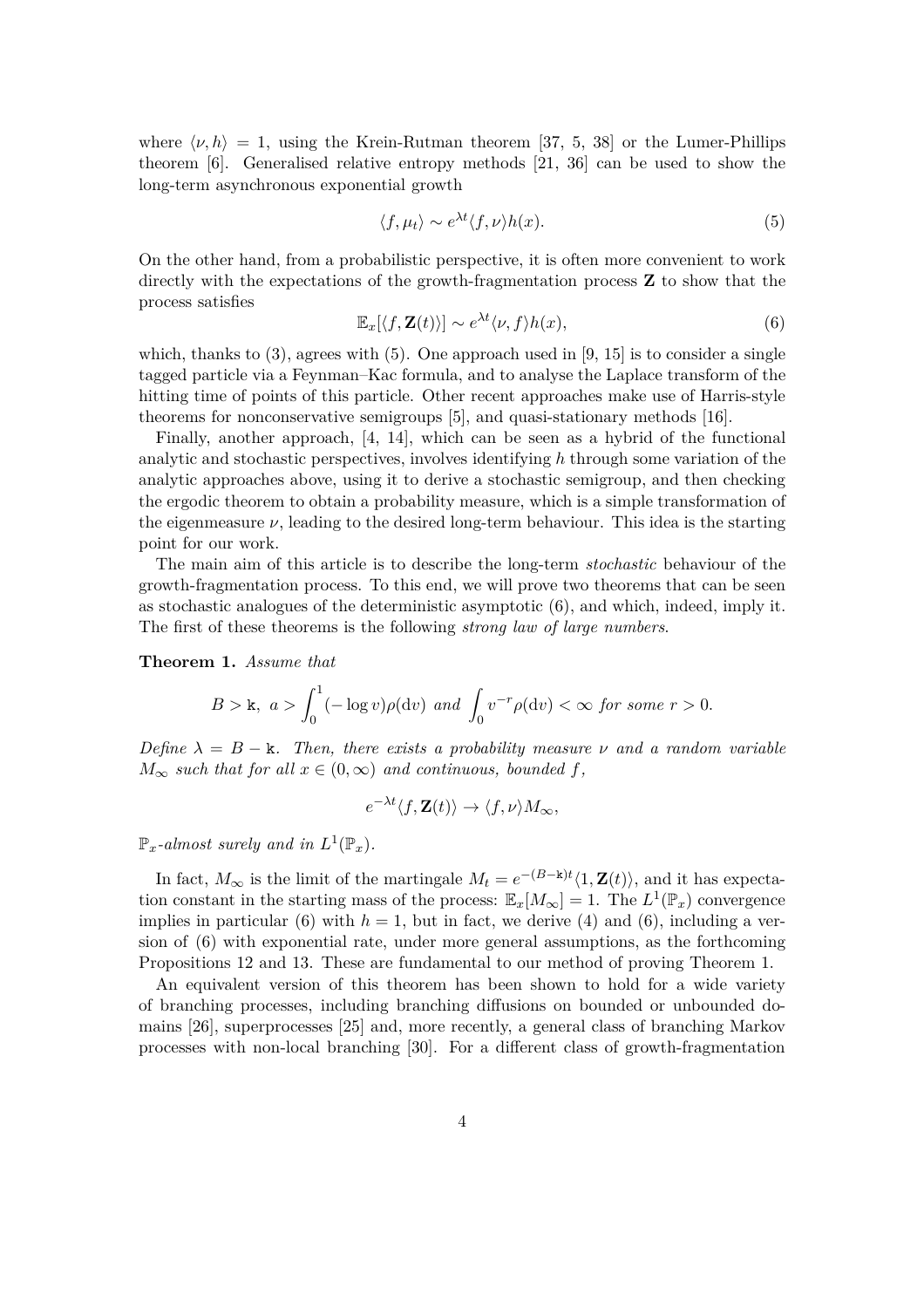where $\langle \nu, h\rangle = 1$, using the Krein-Rutman theorem [37, 5, 38] or the Lumer-Phillips theorem [6]. Generalised relative entropy methods [21, 36] can be used to show the long-term asynchronous exponential growth

$$\langle f, \mu_t\rangle \sim e^{\lambda t}\langle f, \nu\rangle h(x). \tag{5}$$

On the other hand, from a probabilistic perspective, it is often more convenient to work directly with the expectations of the growth-fragmentation process $\mathbf{Z}$ to show that the process satisfies

$$\mathbb{E}_x[\langle f, \mathbf{Z}(t)\rangle] \sim e^{\lambda t}\langle \nu, f\rangle h(x), \tag{6}$$

which, thanks to (3), agrees with (5). One approach used in [9, 15] is to consider a single tagged particle via a Feynman–Kac formula, and to analyse the Laplace transform of the hitting time of points of this particle. Other recent approaches make use of Harris-style theorems for nonconservative semigroups [5], and quasi-stationary methods [16].

Finally, another approach, [4, 14], which can be seen as a hybrid of the functional analytic and stochastic perspectives, involves identifying $h$ through some variation of the analytic approaches above, using it to derive a stochastic semigroup, and then checking the ergodic theorem to obtain a probability measure, which is a simple transformation of the eigenmeasure $\nu$, leading to the desired long-term behaviour. This idea is the starting point for our work.

The main aim of this article is to describe the long-term *stochastic* behaviour of the growth-fragmentation process. To this end, we will prove two theorems that can be seen as stochastic analogues of the deterministic asymptotic (6), and which, indeed, imply it. The first of these theorems is the following *strong law of large numbers*.

**Theorem 1.** *Assume that*

$$B > \mathtt{k},\ a > \int_0^1 (-\log v)\rho(\mathrm{d}v) \text{ and } \int_0 v^{-r}\rho(\mathrm{d}v) < \infty \text{ for some } r > 0.$$

*Define $\lambda = B - \mathtt{k}$. Then, there exists a probability measure $\nu$ and a random variable $M_\infty$ such that for all $x \in (0,\infty)$ and continuous, bounded $f$,*

$$e^{-\lambda t}\langle f, \mathbf{Z}(t)\rangle \to \langle f, \nu\rangle M_\infty,$$

*$\mathbb{P}_x$-almost surely and in $L^1(\mathbb{P}_x)$.*

In fact, $M_\infty$ is the limit of the martingale $M_t = e^{-(B-\mathtt{k})t}\langle 1, \mathbf{Z}(t)\rangle$, and it has expectation constant in the starting mass of the process: $\mathbb{E}_x[M_\infty] = 1$. The $L^1(\mathbb{P}_x)$ convergence implies in particular (6) with $h = 1$, but in fact, we derive (4) and (6), including a version of (6) with exponential rate, under more general assumptions, as the forthcoming Propositions 12 and 13. These are fundamental to our method of proving Theorem 1.

An equivalent version of this theorem has been shown to hold for a wide variety of branching processes, including branching diffusions on bounded or unbounded domains [26], superprocesses [25] and, more recently, a general class of branching Markov processes with non-local branching [30]. For a different class of growth-fragmentation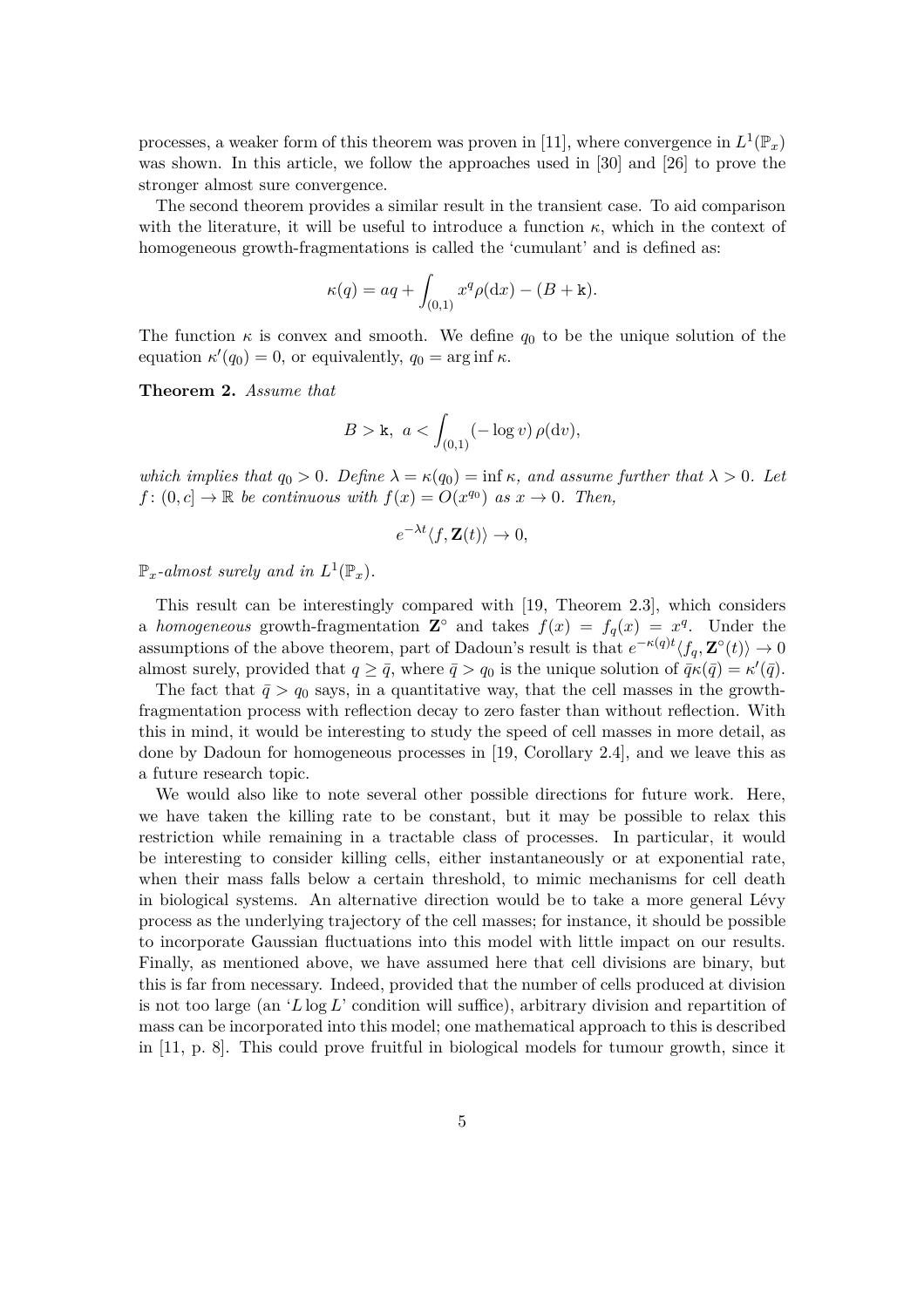processes, a weaker form of this theorem was proven in [11], where convergence in $L^1(\mathbb{P}_x)$ was shown. In this article, we follow the approaches used in [30] and [26] to prove the stronger almost sure convergence.

The second theorem provides a similar result in the transient case. To aid comparison with the literature, it will be useful to introduce a function $\kappa$, which in the context of homogeneous growth-fragmentations is called the 'cumulant' and is defined as:

$$\kappa(q) = aq + \int_{(0,1)} x^q \rho(\mathrm{d}x) - (B + \mathtt{k}).$$

The function $\kappa$ is convex and smooth. We define $q_0$ to be the unique solution of the equation $\kappa'(q_0) = 0$, or equivalently, $q_0 = \arg\inf \kappa$.

**Theorem 2.** *Assume that*

$$B > \mathtt{k}, \;\; a < \int_{(0,1)} (-\log v)\, \rho(\mathrm{d}v),$$

*which implies that $q_0 > 0$. Define $\lambda = \kappa(q_0) = \inf \kappa$, and assume further that $\lambda > 0$. Let $f\colon (0, c] \to \mathbb{R}$ be continuous with $f(x) = O(x^{q_0})$ as $x \to 0$. Then,*

$$e^{-\lambda t} \langle f, \mathbf{Z}(t) \rangle \to 0,$$

*$\mathbb{P}_x$-almost surely and in $L^1(\mathbb{P}_x)$.*

This result can be interestingly compared with [19, Theorem 2.3], which considers a *homogeneous* growth-fragmentation $\mathbf{Z}^\circ$ and takes $f(x) = f_q(x) = x^q$. Under the assumptions of the above theorem, part of Dadoun's result is that $e^{-\kappa(q)t} \langle f_q, \mathbf{Z}^\circ(t) \rangle \to 0$ almost surely, provided that $q \geq \bar{q}$, where $\bar{q} > q_0$ is the unique solution of $\bar{q}\kappa(\bar{q}) = \kappa'(\bar{q})$.

The fact that $\bar{q} > q_0$ says, in a quantitative way, that the cell masses in the growth-fragmentation process with reflection decay to zero faster than without reflection. With this in mind, it would be interesting to study the speed of cell masses in more detail, as done by Dadoun for homogeneous processes in [19, Corollary 2.4], and we leave this as a future research topic.

We would also like to note several other possible directions for future work. Here, we have taken the killing rate to be constant, but it may be possible to relax this restriction while remaining in a tractable class of processes. In particular, it would be interesting to consider killing cells, either instantaneously or at exponential rate, when their mass falls below a certain threshold, to mimic mechanisms for cell death in biological systems. An alternative direction would be to take a more general Lévy process as the underlying trajectory of the cell masses; for instance, it should be possible to incorporate Gaussian fluctuations into this model with little impact on our results. Finally, as mentioned above, we have assumed here that cell divisions are binary, but this is far from necessary. Indeed, provided that the number of cells produced at division is not too large (an '$L \log L$' condition will suffice), arbitrary division and repartition of mass can be incorporated into this model; one mathematical approach to this is described in [11, p. 8]. This could prove fruitful in biological models for tumour growth, since it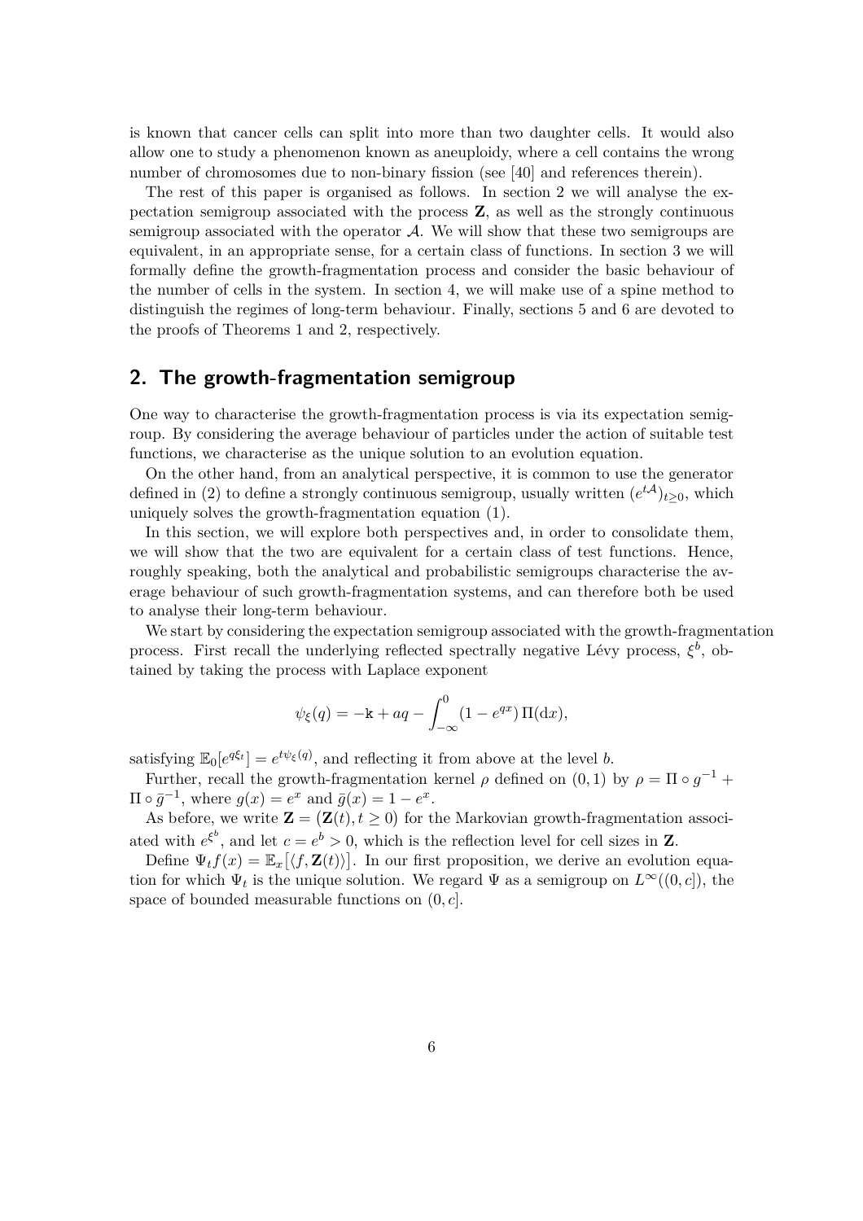is known that cancer cells can split into more than two daughter cells. It would also allow one to study a phenomenon known as aneuploidy, where a cell contains the wrong number of chromosomes due to non-binary fission (see [40] and references therein).

The rest of this paper is organised as follows. In section 2 we will analyse the expectation semigroup associated with the process $\mathbf{Z}$, as well as the strongly continuous semigroup associated with the operator $\mathcal{A}$. We will show that these two semigroups are equivalent, in an appropriate sense, for a certain class of functions. In section 3 we will formally define the growth-fragmentation process and consider the basic behaviour of the number of cells in the system. In section 4, we will make use of a spine method to distinguish the regimes of long-term behaviour. Finally, sections 5 and 6 are devoted to the proofs of Theorems 1 and 2, respectively.

## 2. The growth-fragmentation semigroup

One way to characterise the growth-fragmentation process is via its expectation semigroup. By considering the average behaviour of particles under the action of suitable test functions, we characterise as the unique solution to an evolution equation.

On the other hand, from an analytical perspective, it is common to use the generator defined in (2) to define a strongly continuous semigroup, usually written $(e^{t\mathcal{A}})_{t\geq 0}$, which uniquely solves the growth-fragmentation equation (1).

In this section, we will explore both perspectives and, in order to consolidate them, we will show that the two are equivalent for a certain class of test functions. Hence, roughly speaking, both the analytical and probabilistic semigroups characterise the average behaviour of such growth-fragmentation systems, and can therefore both be used to analyse their long-term behaviour.

We start by considering the expectation semigroup associated with the growth-fragmentation process. First recall the underlying reflected spectrally negative Lévy process, $\xi^b$, obtained by taking the process with Laplace exponent

$$\psi_\xi(q) = -\mathtt{k} + aq - \int_{-\infty}^{0} (1 - e^{qx})\,\Pi(\mathrm{d}x),$$

satisfying $\mathbb{E}_0[e^{q\xi_t}] = e^{t\psi_\xi(q)}$, and reflecting it from above at the level $b$.

Further, recall the growth-fragmentation kernel $\rho$ defined on $(0,1)$ by $\rho = \Pi \circ g^{-1} + \Pi \circ \bar{g}^{-1}$, where $g(x) = e^x$ and $\bar{g}(x) = 1 - e^x$.

As before, we write $\mathbf{Z} = (\mathbf{Z}(t), t \geq 0)$ for the Markovian growth-fragmentation associated with $e^{\xi^b}$, and let $c = e^b > 0$, which is the reflection level for cell sizes in $\mathbf{Z}$.

Define $\Psi_t f(x) = \mathbb{E}_x[\langle f, \mathbf{Z}(t)\rangle]$. In our first proposition, we derive an evolution equation for which $\Psi_t$ is the unique solution. We regard $\Psi$ as a semigroup on $L^\infty((0,c])$, the space of bounded measurable functions on $(0,c]$.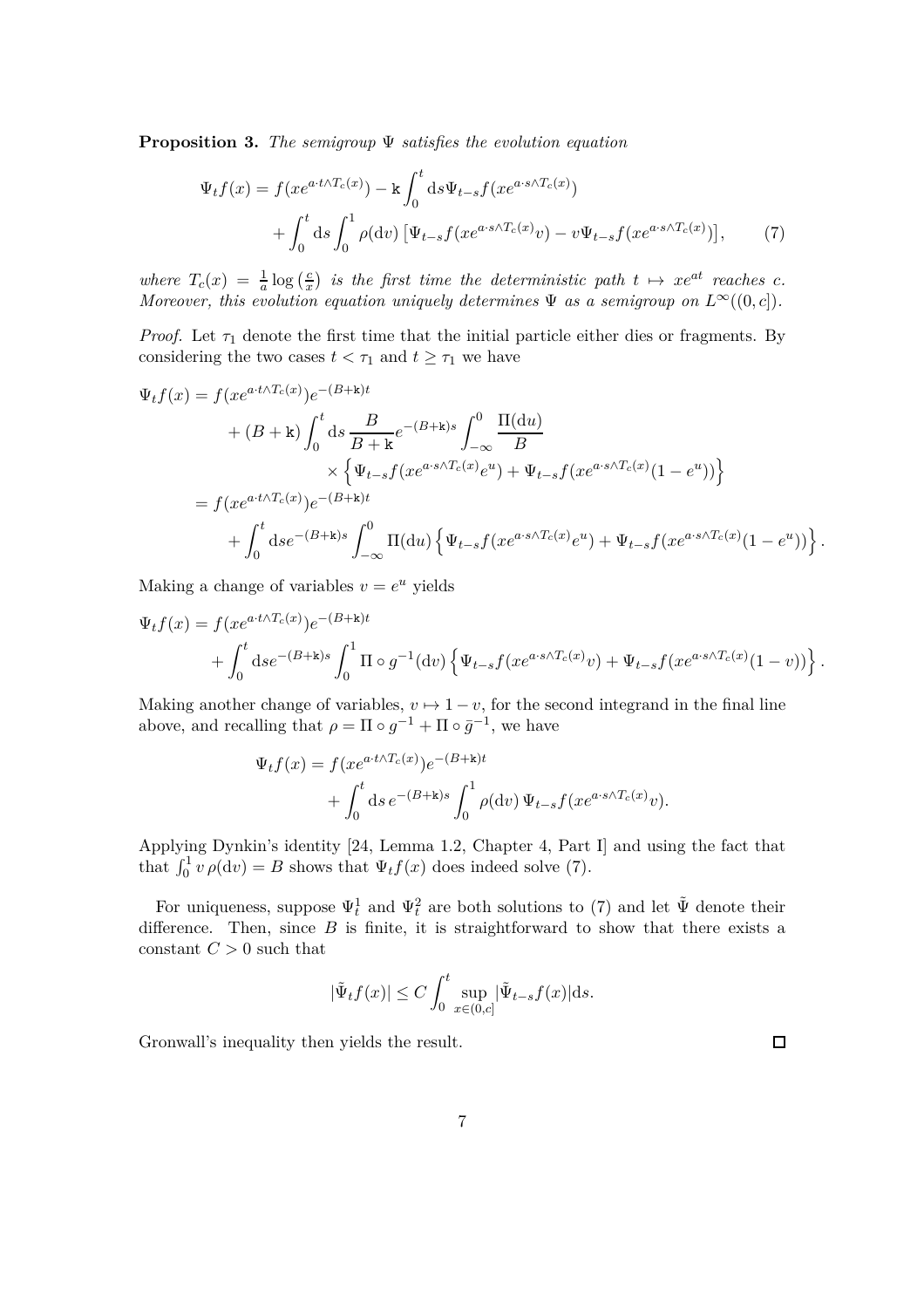**Proposition 3.** *The semigroup $\Psi$ satisfies the evolution equation*

$$
\begin{aligned}
\Psi_t f(x) &= f(xe^{a\cdot t\wedge T_c(x)}) - \mathtt{k}\int_0^t \mathrm{d}s \Psi_{t-s} f(xe^{a\cdot s\wedge T_c(x)}) \\
&\quad + \int_0^t \mathrm{d}s \int_0^1 \rho(\mathrm{d}v)\left[\Psi_{t-s} f(xe^{a\cdot s\wedge T_c(x)}v) - v\Psi_{t-s} f(xe^{a\cdot s\wedge T_c(x)})\right], \qquad (7)
\end{aligned}
$$

*where $T_c(x) = \frac{1}{a}\log\left(\frac{c}{x}\right)$ is the first time the deterministic path $t \mapsto xe^{at}$ reaches $c$. Moreover, this evolution equation uniquely determines $\Psi$ as a semigroup on $L^\infty((0,c])$.*

*Proof.* Let $\tau_1$ denote the first time that the initial particle either dies or fragments. By considering the two cases $t < \tau_1$ and $t \geq \tau_1$ we have

$$
\begin{aligned}
\Psi_t f(x) &= f(xe^{a\cdot t\wedge T_c(x)})e^{-(B+\mathtt{k})t} \\
&\quad + (B+\mathtt{k})\int_0^t \mathrm{d}s\, \frac{B}{B+\mathtt{k}} e^{-(B+\mathtt{k})s} \int_{-\infty}^0 \frac{\Pi(\mathrm{d}u)}{B} \\
&\qquad \times \left\{\Psi_{t-s} f(xe^{a\cdot s\wedge T_c(x)}e^u) + \Psi_{t-s} f(xe^{a\cdot s\wedge T_c(x)}(1-e^u))\right\} \\
&= f(xe^{a\cdot t\wedge T_c(x)})e^{-(B+\mathtt{k})t} \\
&\quad + \int_0^t \mathrm{d}s e^{-(B+\mathtt{k})s} \int_{-\infty}^0 \Pi(\mathrm{d}u)\left\{\Psi_{t-s} f(xe^{a\cdot s\wedge T_c(x)}e^u) + \Psi_{t-s} f(xe^{a\cdot s\wedge T_c(x)}(1-e^u))\right\}.
\end{aligned}
$$

Making a change of variables $v = e^u$ yields

$$
\begin{aligned}
\Psi_t f(x) &= f(xe^{a\cdot t\wedge T_c(x)})e^{-(B+\mathtt{k})t} \\
&\quad + \int_0^t \mathrm{d}s e^{-(B+\mathtt{k})s} \int_0^1 \Pi\circ g^{-1}(\mathrm{d}v)\left\{\Psi_{t-s} f(xe^{a\cdot s\wedge T_c(x)}v) + \Psi_{t-s} f(xe^{a\cdot s\wedge T_c(x)}(1-v))\right\}.
\end{aligned}
$$

Making another change of variables, $v \mapsto 1-v$, for the second integrand in the final line above, and recalling that $\rho = \Pi\circ g^{-1} + \Pi\circ \bar{g}^{-1}$, we have

$$
\begin{aligned}
\Psi_t f(x) &= f(xe^{a\cdot t\wedge T_c(x)})e^{-(B+\mathtt{k})t} \\
&\quad + \int_0^t \mathrm{d}s\, e^{-(B+\mathtt{k})s} \int_0^1 \rho(\mathrm{d}v)\, \Psi_{t-s} f(xe^{a\cdot s\wedge T_c(x)}v).
\end{aligned}
$$

Applying Dynkin's identity [24, Lemma 1.2, Chapter 4, Part I] and using the fact that that $\int_0^1 v\,\rho(\mathrm{d}v) = B$ shows that $\Psi_t f(x)$ does indeed solve (7).

For uniqueness, suppose $\Psi_t^1$ and $\Psi_t^2$ are both solutions to (7) and let $\tilde{\Psi}$ denote their difference. Then, since $B$ is finite, it is straightforward to show that there exists a constant $C > 0$ such that

$$
|\tilde{\Psi}_t f(x)| \leq C\int_0^t \sup_{x\in(0,c]} |\tilde{\Psi}_{t-s} f(x)|\mathrm{d}s.
$$

Gronwall's inequality then yields the result. □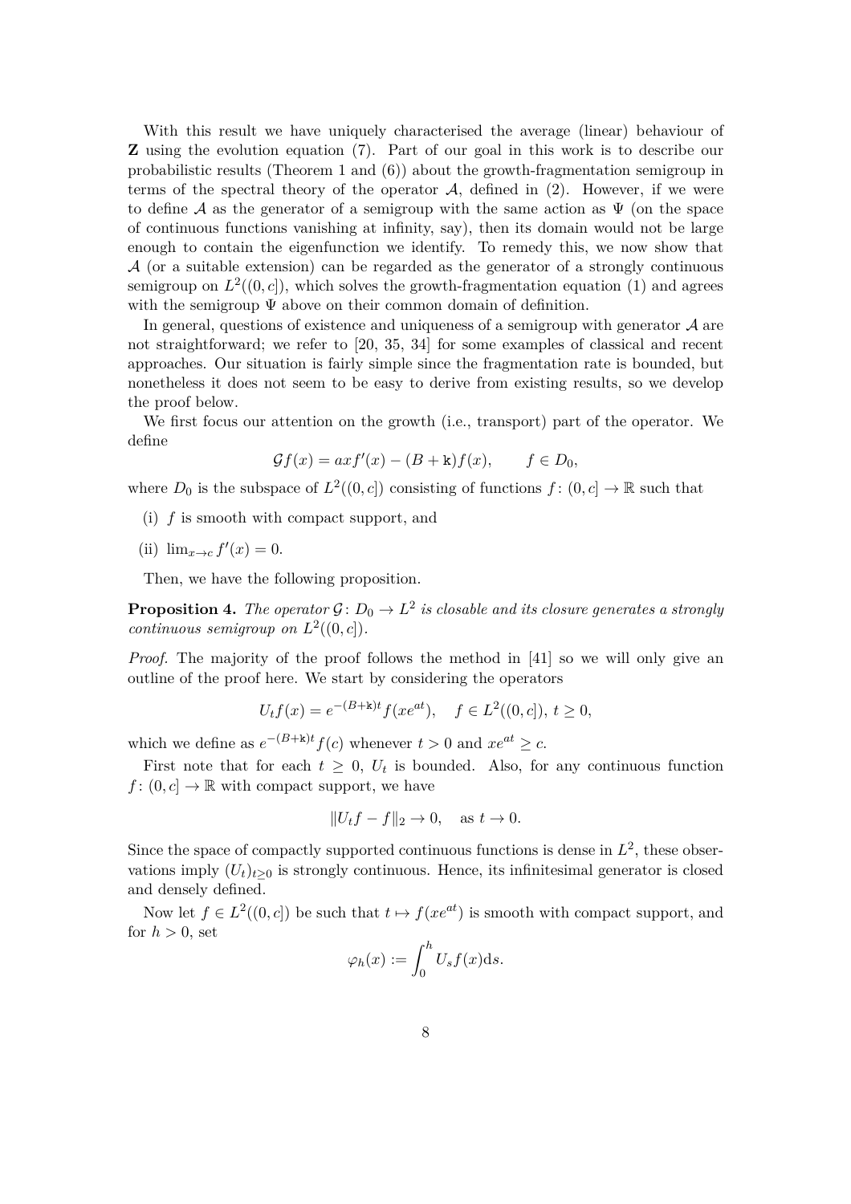With this result we have uniquely characterised the average (linear) behaviour of $\mathbf{Z}$ using the evolution equation (7). Part of our goal in this work is to describe our probabilistic results (Theorem 1 and (6)) about the growth-fragmentation semigroup in terms of the spectral theory of the operator $\mathcal{A}$, defined in (2). However, if we were to define $\mathcal{A}$ as the generator of a semigroup with the same action as $\Psi$ (on the space of continuous functions vanishing at infinity, say), then its domain would not be large enough to contain the eigenfunction we identify. To remedy this, we now show that $\mathcal{A}$ (or a suitable extension) can be regarded as the generator of a strongly continuous semigroup on $L^2((0,c])$, which solves the growth-fragmentation equation (1) and agrees with the semigroup $\Psi$ above on their common domain of definition.

In general, questions of existence and uniqueness of a semigroup with generator $\mathcal{A}$ are not straightforward; we refer to [20, 35, 34] for some examples of classical and recent approaches. Our situation is fairly simple since the fragmentation rate is bounded, but nonetheless it does not seem to be easy to derive from existing results, so we develop the proof below.

We first focus our attention on the growth (i.e., transport) part of the operator. We define

$$\mathcal{G}f(x) = axf'(x) - (B + \mathtt{k})f(x), \qquad f \in D_0,$$

where $D_0$ is the subspace of $L^2((0,c])$ consisting of functions $f\colon (0,c] \to \mathbb{R}$ such that

(i) $f$ is smooth with compact support, and

(ii) $\lim_{x\to c} f'(x) = 0$.

Then, we have the following proposition.

**Proposition 4.** *The operator $\mathcal{G}\colon D_0 \to L^2$ is closable and its closure generates a strongly continuous semigroup on $L^2((0,c])$.*

*Proof.* The majority of the proof follows the method in [41] so we will only give an outline of the proof here. We start by considering the operators

$$U_t f(x) = e^{-(B+\mathtt{k})t} f(xe^{at}), \quad f \in L^2((0,c]),\ t \geq 0,$$

which we define as $e^{-(B+\mathtt{k})t} f(c)$ whenever $t > 0$ and $xe^{at} \geq c$.

First note that for each $t \geq 0$, $U_t$ is bounded. Also, for any continuous function $f\colon (0,c] \to \mathbb{R}$ with compact support, we have

$$\|U_t f - f\|_2 \to 0, \quad \text{as } t \to 0.$$

Since the space of compactly supported continuous functions is dense in $L^2$, these observations imply $(U_t)_{t\geq 0}$ is strongly continuous. Hence, its infinitesimal generator is closed and densely defined.

Now let $f \in L^2((0,c])$ be such that $t \mapsto f(xe^{at})$ is smooth with compact support, and for $h > 0$, set

$$\varphi_h(x) := \int_0^h U_s f(x)\mathrm{d}s.$$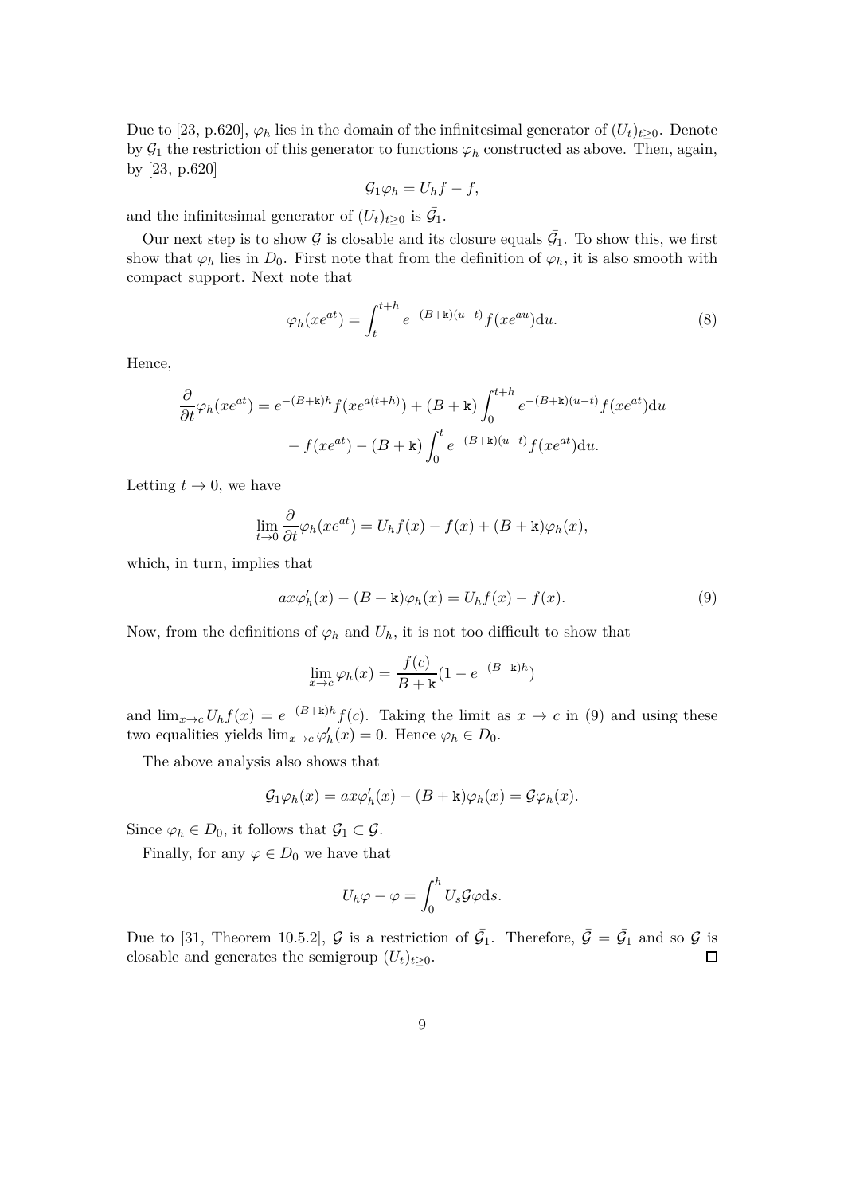Due to [23, p.620], $\varphi_h$ lies in the domain of the infinitesimal generator of $(U_t)_{t\geq 0}$. Denote by $\mathcal{G}_1$ the restriction of this generator to functions $\varphi_h$ constructed as above. Then, again, by [23, p.620]

$$\mathcal{G}_1\varphi_h = U_h f - f,$$

and the infinitesimal generator of $(U_t)_{t\geq 0}$ is $\bar{\mathcal{G}}_1$.

Our next step is to show $\mathcal{G}$ is closable and its closure equals $\bar{\mathcal{G}}_1$. To show this, we first show that $\varphi_h$ lies in $D_0$. First note that from the definition of $\varphi_h$, it is also smooth with compact support. Next note that

$$\varphi_h(xe^{at}) = \int_t^{t+h} e^{-(B+\mathtt{k})(u-t)} f(xe^{au})\mathrm{d}u. \tag{8}$$

Hence,

$$\begin{aligned}\frac{\partial}{\partial t}\varphi_h(xe^{at}) &= e^{-(B+\mathtt{k})h} f(xe^{a(t+h)}) + (B+\mathtt{k})\int_0^{t+h} e^{-(B+\mathtt{k})(u-t)} f(xe^{at})\mathrm{d}u \\ &\quad - f(xe^{at}) - (B+\mathtt{k})\int_0^{t} e^{-(B+\mathtt{k})(u-t)} f(xe^{at})\mathrm{d}u.\end{aligned}$$

Letting $t\to 0$, we have

$$\lim_{t\to 0}\frac{\partial}{\partial t}\varphi_h(xe^{at}) = U_h f(x) - f(x) + (B+\mathtt{k})\varphi_h(x),$$

which, in turn, implies that

$$ax\varphi_h'(x) - (B+\mathtt{k})\varphi_h(x) = U_h f(x) - f(x). \tag{9}$$

Now, from the definitions of $\varphi_h$ and $U_h$, it is not too difficult to show that

$$\lim_{x\to c}\varphi_h(x) = \frac{f(c)}{B+\mathtt{k}}(1-e^{-(B+\mathtt{k})h})$$

and $\lim_{x\to c} U_h f(x) = e^{-(B+\mathtt{k})h} f(c)$. Taking the limit as $x\to c$ in (9) and using these two equalities yields $\lim_{x\to c}\varphi_h'(x) = 0$. Hence $\varphi_h\in D_0$.

The above analysis also shows that

$$\mathcal{G}_1\varphi_h(x) = ax\varphi_h'(x) - (B+\mathtt{k})\varphi_h(x) = \mathcal{G}\varphi_h(x).$$

Since $\varphi_h\in D_0$, it follows that $\mathcal{G}_1\subset\mathcal{G}$.

Finally, for any $\varphi\in D_0$ we have that

$$U_h\varphi - \varphi = \int_0^h U_s\mathcal{G}\varphi\mathrm{d}s.$$

Due to [31, Theorem 10.5.2], $\mathcal{G}$ is a restriction of $\bar{\mathcal{G}}_1$. Therefore, $\bar{\mathcal{G}} = \bar{\mathcal{G}}_1$ and so $\mathcal{G}$ is closable and generates the semigroup $(U_t)_{t\geq 0}$. □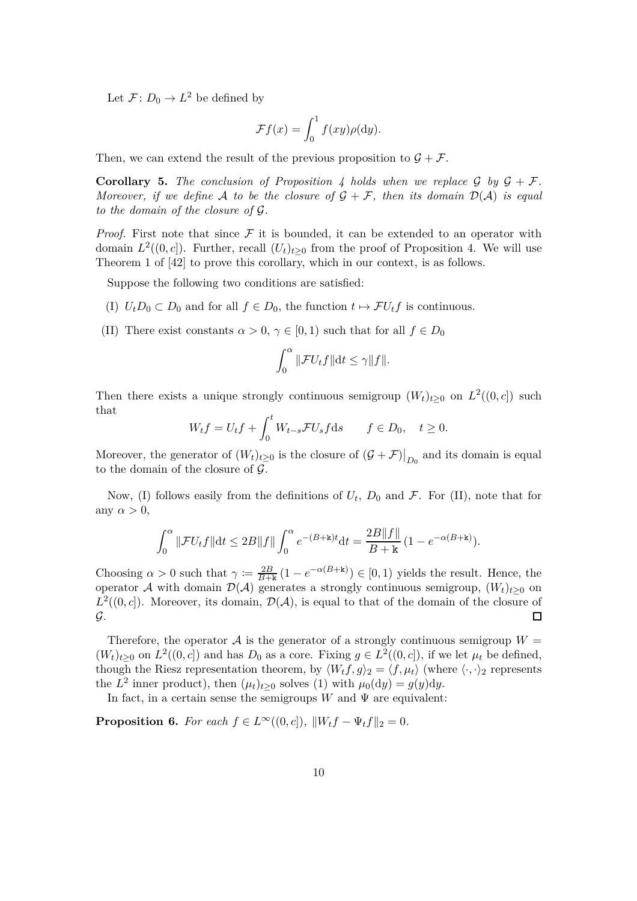Let $\mathcal{F}\colon D_0 \to L^2$ be defined by

$$\mathcal{F}f(x) = \int_0^1 f(xy)\rho(\mathrm{d}y).$$

Then, we can extend the result of the previous proposition to $\mathcal{G} + \mathcal{F}$.

**Corollary 5.** *The conclusion of Proposition 4 holds when we replace $\mathcal{G}$ by $\mathcal{G} + \mathcal{F}$. Moreover, if we define $\mathcal{A}$ to be the closure of $\mathcal{G} + \mathcal{F}$, then its domain $\mathcal{D}(\mathcal{A})$ is equal to the domain of the closure of $\mathcal{G}$.*

*Proof.* First note that since $\mathcal{F}$ it is bounded, it can be extended to an operator with domain $L^2((0, c])$. Further, recall $(U_t)_{t \geq 0}$ from the proof of Proposition 4. We will use Theorem 1 of [42] to prove this corollary, which in our context, is as follows.

Suppose the following two conditions are satisfied:

(I) $U_t D_0 \subset D_0$ and for all $f \in D_0$, the function $t \mapsto \mathcal{F}U_t f$ is continuous.

(II) There exist constants $\alpha > 0$, $\gamma \in [0, 1)$ such that for all $f \in D_0$

$$\int_0^\alpha \|\mathcal{F}U_t f\| \mathrm{d}t \leq \gamma \|f\|.$$

Then there exists a unique strongly continuous semigroup $(W_t)_{t \geq 0}$ on $L^2((0, c])$ such that

$$W_t f = U_t f + \int_0^t W_{t-s} \mathcal{F} U_s f \mathrm{d}s \qquad f \in D_0, \quad t \geq 0.$$

Moreover, the generator of $(W_t)_{t \geq 0}$ is the closure of $(\mathcal{G} + \mathcal{F})\big|_{D_0}$ and its domain is equal to the domain of the closure of $\mathcal{G}$.

Now, (I) follows easily from the definitions of $U_t$, $D_0$ and $\mathcal{F}$. For (II), note that for any $\alpha > 0$,

$$\int_0^\alpha \|\mathcal{F}U_t f\| \mathrm{d}t \leq 2B\|f\| \int_0^\alpha e^{-(B+\mathtt{k})t} \mathrm{d}t = \frac{2B\|f\|}{B + \mathtt{k}} (1 - e^{-\alpha(B+\mathtt{k})}).$$

Choosing $\alpha > 0$ such that $\gamma := \frac{2B}{B+\mathtt{k}} (1 - e^{-\alpha(B+\mathtt{k})}) \in [0, 1)$ yields the result. Hence, the operator $\mathcal{A}$ with domain $\mathcal{D}(\mathcal{A})$ generates a strongly continuous semigroup, $(W_t)_{t \geq 0}$ on $L^2((0, c])$. Moreover, its domain, $\mathcal{D}(\mathcal{A})$, is equal to that of the domain of the closure of $\mathcal{G}$. $\square$

Therefore, the operator $\mathcal{A}$ is the generator of a strongly continuous semigroup $W = (W_t)_{t \geq 0}$ on $L^2((0, c])$ and has $D_0$ as a core. Fixing $g \in L^2((0, c])$, if we let $\mu_t$ be defined, though the Riesz representation theorem, by $\langle W_t f, g \rangle_2 = \langle f, \mu_t \rangle$ (where $\langle \cdot, \cdot \rangle_2$ represents the $L^2$ inner product), then $(\mu_t)_{t \geq 0}$ solves (1) with $\mu_0(\mathrm{d}y) = g(y)\mathrm{d}y$.

In fact, in a certain sense the semigroups $W$ and $\Psi$ are equivalent:

**Proposition 6.** *For each $f \in L^\infty((0, c])$, $\|W_t f - \Psi_t f\|_2 = 0$.*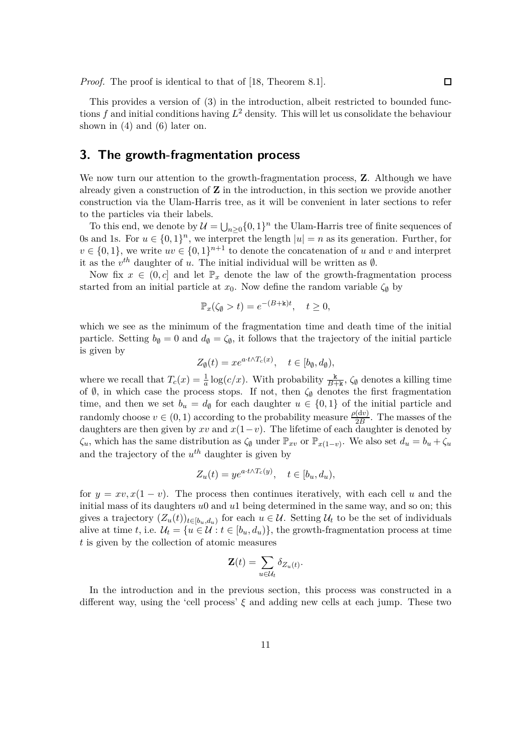*Proof.* The proof is identical to that of [18, Theorem 8.1]. □

This provides a version of (3) in the introduction, albeit restricted to bounded functions $f$ and initial conditions having $L^2$ density. This will let us consolidate the behaviour shown in (4) and (6) later on.

## 3. The growth-fragmentation process

We now turn our attention to the growth-fragmentation process, $\mathbf{Z}$. Although we have already given a construction of $\mathbf{Z}$ in the introduction, in this section we provide another construction via the Ulam-Harris tree, as it will be convenient in later sections to refer to the particles via their labels.

To this end, we denote by $\mathcal{U} = \bigcup_{n\geq 0}\{0,1\}^n$ the Ulam-Harris tree of finite sequences of 0s and 1s. For $u \in \{0,1\}^n$, we interpret the length $|u| = n$ as its generation. Further, for $v \in \{0,1\}$, we write $uv \in \{0,1\}^{n+1}$ to denote the concatenation of $u$ and $v$ and interpret it as the $v^{th}$ daughter of $u$. The initial individual will be written as $\emptyset$.

Now fix $x \in (0,c]$ and let $\mathbb{P}_x$ denote the law of the growth-fragmentation process started from an initial particle at $x_0$. Now define the random variable $\zeta_\emptyset$ by

$$\mathbb{P}_x(\zeta_\emptyset > t) = e^{-(B+\mathtt{k})t}, \quad t \geq 0,$$

which we see as the minimum of the fragmentation time and death time of the initial particle. Setting $b_\emptyset = 0$ and $d_\emptyset = \zeta_\emptyset$, it follows that the trajectory of the initial particle is given by

$$Z_\emptyset(t) = xe^{a\cdot t\wedge T_c(x)}, \quad t \in [b_\emptyset, d_\emptyset),$$

where we recall that $T_c(x) = \frac{1}{a}\log(c/x)$. With probability $\frac{\mathtt{k}}{B+\mathtt{k}}$, $\zeta_\emptyset$ denotes a killing time of $\emptyset$, in which case the process stops. If not, then $\zeta_\emptyset$ denotes the first fragmentation time, and then we set $b_u = d_\emptyset$ for each daughter $u \in \{0,1\}$ of the initial particle and randomly choose $v \in (0,1)$ according to the probability measure $\frac{\rho(\mathrm{d}v)}{2B}$. The masses of the daughters are then given by $xv$ and $x(1-v)$. The lifetime of each daughter is denoted by $\zeta_u$, which has the same distribution as $\zeta_\emptyset$ under $\mathbb{P}_{xv}$ or $\mathbb{P}_{x(1-v)}$. We also set $d_u = b_u + \zeta_u$ and the trajectory of the $u^{th}$ daughter is given by

$$Z_u(t) = ye^{a\cdot t\wedge T_c(y)}, \quad t \in [b_u, d_u),$$

for $y = xv, x(1-v)$. The process then continues iteratively, with each cell $u$ and the initial mass of its daughters $u0$ and $u1$ being determined in the same way, and so on; this gives a trajectory $(Z_u(t))_{t\in[b_u,d_u)}$ for each $u \in \mathcal{U}$. Setting $\mathcal{U}_t$ to be the set of individuals alive at time $t$, i.e. $\mathcal{U}_t = \{u \in \mathcal{U} : t \in [b_u, d_u)\}$, the growth-fragmentation process at time $t$ is given by the collection of atomic measures

$$\mathbf{Z}(t) = \sum_{u\in\mathcal{U}_t} \delta_{Z_u(t)}.$$

In the introduction and in the previous section, this process was constructed in a different way, using the 'cell process' $\xi$ and adding new cells at each jump. These two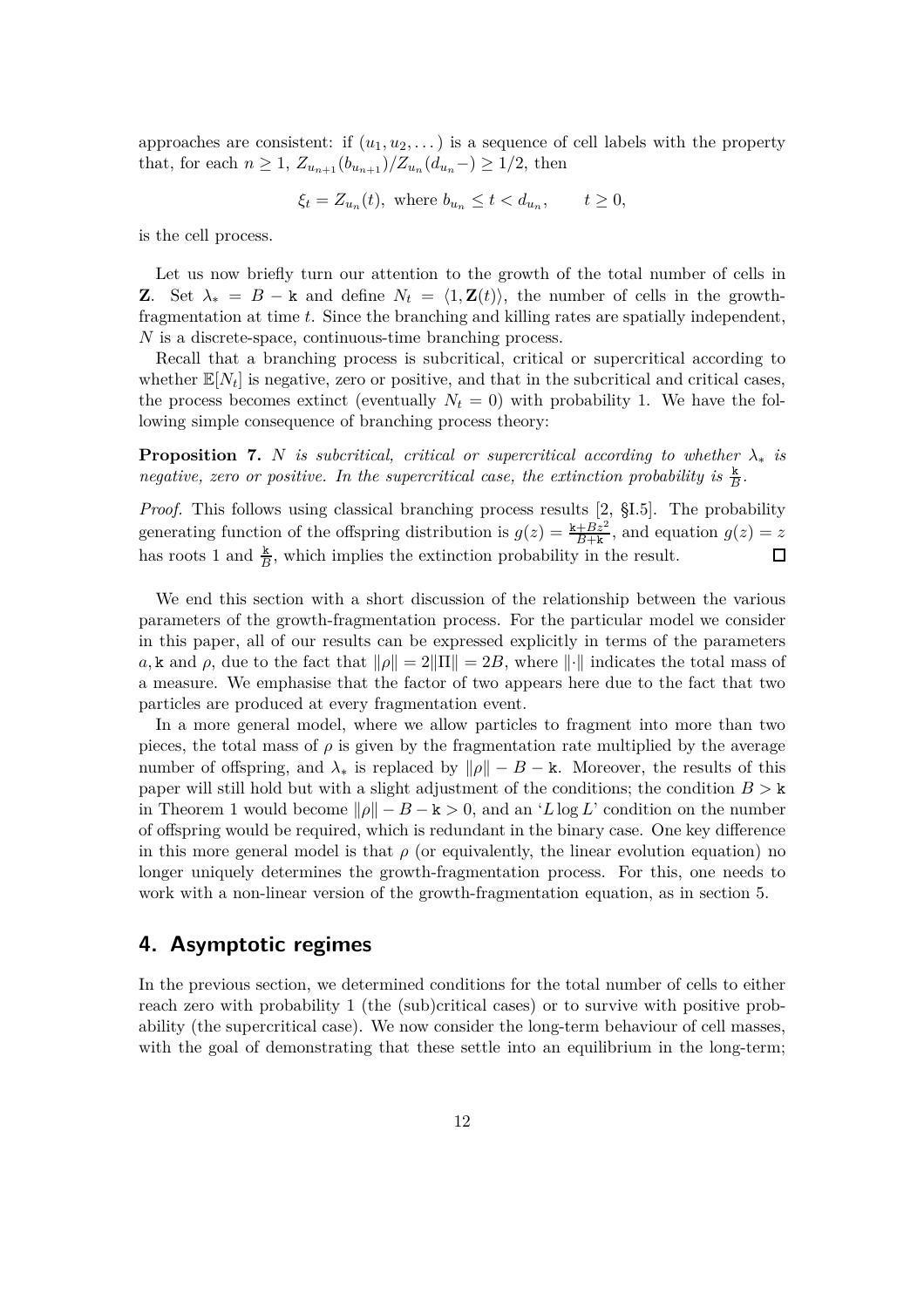approaches are consistent: if $(u_1, u_2, \dots)$ is a sequence of cell labels with the property that, for each $n \geq 1$, $Z_{u_{n+1}}(b_{u_{n+1}})/Z_{u_n}(d_{u_n}-) \geq 1/2$, then

$$\xi_t = Z_{u_n}(t), \text{ where } b_{u_n} \leq t < d_{u_n}, \qquad t \geq 0,$$

is the cell process.

Let us now briefly turn our attention to the growth of the total number of cells in $\mathbf{Z}$. Set $\lambda_* = B - \mathtt{k}$ and define $N_t = \langle 1, \mathbf{Z}(t) \rangle$, the number of cells in the growth-fragmentation at time $t$. Since the branching and killing rates are spatially independent, $N$ is a discrete-space, continuous-time branching process.

Recall that a branching process is subcritical, critical or supercritical according to whether $\mathbb{E}[N_t]$ is negative, zero or positive, and that in the subcritical and critical cases, the process becomes extinct (eventually $N_t = 0$) with probability 1. We have the following simple consequence of branching process theory:

**Proposition 7.** *$N$ is subcritical, critical or supercritical according to whether $\lambda_*$ is negative, zero or positive. In the supercritical case, the extinction probability is $\frac{\mathtt{k}}{B}$.*

*Proof.* This follows using classical branching process results [2, §I.5]. The probability generating function of the offspring distribution is $g(z) = \frac{\mathtt{k} + Bz^2}{B + \mathtt{k}}$, and equation $g(z) = z$ has roots 1 and $\frac{\mathtt{k}}{B}$, which implies the extinction probability in the result. □

We end this section with a short discussion of the relationship between the various parameters of the growth-fragmentation process. For the particular model we consider in this paper, all of our results can be expressed explicitly in terms of the parameters $a, \mathtt{k}$ and $\rho$, due to the fact that $\|\rho\| = 2\|\Pi\| = 2B$, where $\|\cdot\|$ indicates the total mass of a measure. We emphasise that the factor of two appears here due to the fact that two particles are produced at every fragmentation event.

In a more general model, where we allow particles to fragment into more than two pieces, the total mass of $\rho$ is given by the fragmentation rate multiplied by the average number of offspring, and $\lambda_*$ is replaced by $\|\rho\| - B - \mathtt{k}$. Moreover, the results of this paper will still hold but with a slight adjustment of the conditions; the condition $B > \mathtt{k}$ in Theorem 1 would become $\|\rho\| - B - \mathtt{k} > 0$, and an '$L \log L$' condition on the number of offspring would be required, which is redundant in the binary case. One key difference in this more general model is that $\rho$ (or equivalently, the linear evolution equation) no longer uniquely determines the growth-fragmentation process. For this, one needs to work with a non-linear version of the growth-fragmentation equation, as in section 5.

## 4. Asymptotic regimes

In the previous section, we determined conditions for the total number of cells to either reach zero with probability 1 (the (sub)critical cases) or to survive with positive probability (the supercritical case). We now consider the long-term behaviour of cell masses, with the goal of demonstrating that these settle into an equilibrium in the long-term;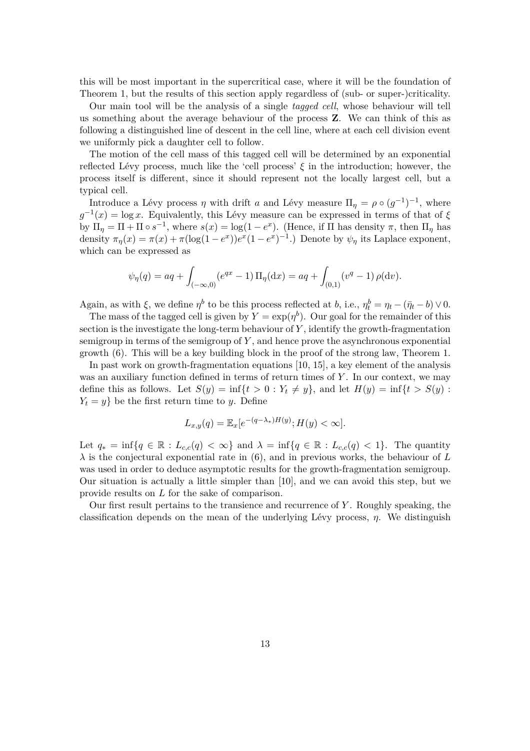this will be most important in the supercritical case, where it will be the foundation of Theorem 1, but the results of this section apply regardless of (sub- or super-)criticality.

Our main tool will be the analysis of a single *tagged cell*, whose behaviour will tell us something about the average behaviour of the process $\mathbf{Z}$. We can think of this as following a distinguished line of descent in the cell line, where at each cell division event we uniformly pick a daughter cell to follow.

The motion of the cell mass of this tagged cell will be determined by an exponential reflected Lévy process, much like the 'cell process' $\xi$ in the introduction; however, the process itself is different, since it should represent not the locally largest cell, but a typical cell.

Introduce a Lévy process $\eta$ with drift $a$ and Lévy measure $\Pi_\eta = \rho \circ (g^{-1})^{-1}$, where $g^{-1}(x) = \log x$. Equivalently, this Lévy measure can be expressed in terms of that of $\xi$ by $\Pi_\eta = \Pi + \Pi \circ s^{-1}$, where $s(x) = \log(1 - e^x)$. (Hence, if $\Pi$ has density $\pi$, then $\Pi_\eta$ has density $\pi_\eta(x) = \pi(x) + \pi(\log(1-e^x))e^x(1-e^x)^{-1}$.) Denote by $\psi_\eta$ its Laplace exponent, which can be expressed as

$$\psi_\eta(q) = aq + \int_{(-\infty,0)} (e^{qx} - 1)\, \Pi_\eta(\mathrm{d}x) = aq + \int_{(0,1)} (v^q - 1)\, \rho(\mathrm{d}v).$$

Again, as with $\xi$, we define $\eta^b$ to be this process reflected at $b$, i.e., $\eta^b_t = \eta_t - (\bar{\eta}_t - b) \vee 0$.

The mass of the tagged cell is given by $Y = \exp(\eta^b)$. Our goal for the remainder of this section is the investigate the long-term behaviour of $Y$, identify the growth-fragmentation semigroup in terms of the semigroup of $Y$, and hence prove the asynchronous exponential growth (6). This will be a key building block in the proof of the strong law, Theorem 1.

In past work on growth-fragmentation equations [10, 15], a key element of the analysis was an auxiliary function defined in terms of return times of $Y$. In our context, we may define this as follows. Let $S(y) = \inf\{t > 0 : Y_t \neq y\}$, and let $H(y) = \inf\{t > S(y) : Y_t = y\}$ be the first return time to $y$. Define

$$L_{x,y}(q) = \mathbb{E}_x[e^{-(q-\lambda_*)H(y)}; H(y) < \infty].$$

Let $q_* = \inf\{q \in \mathbb{R} : L_{c,c}(q) < \infty\}$ and $\lambda = \inf\{q \in \mathbb{R} : L_{c,c}(q) < 1\}$. The quantity $\lambda$ is the conjectural exponential rate in (6), and in previous works, the behaviour of $L$ was used in order to deduce asymptotic results for the growth-fragmentation semigroup. Our situation is actually a little simpler than [10], and we can avoid this step, but we provide results on $L$ for the sake of comparison.

Our first result pertains to the transience and recurrence of $Y$. Roughly speaking, the classification depends on the mean of the underlying Lévy process, $\eta$. We distinguish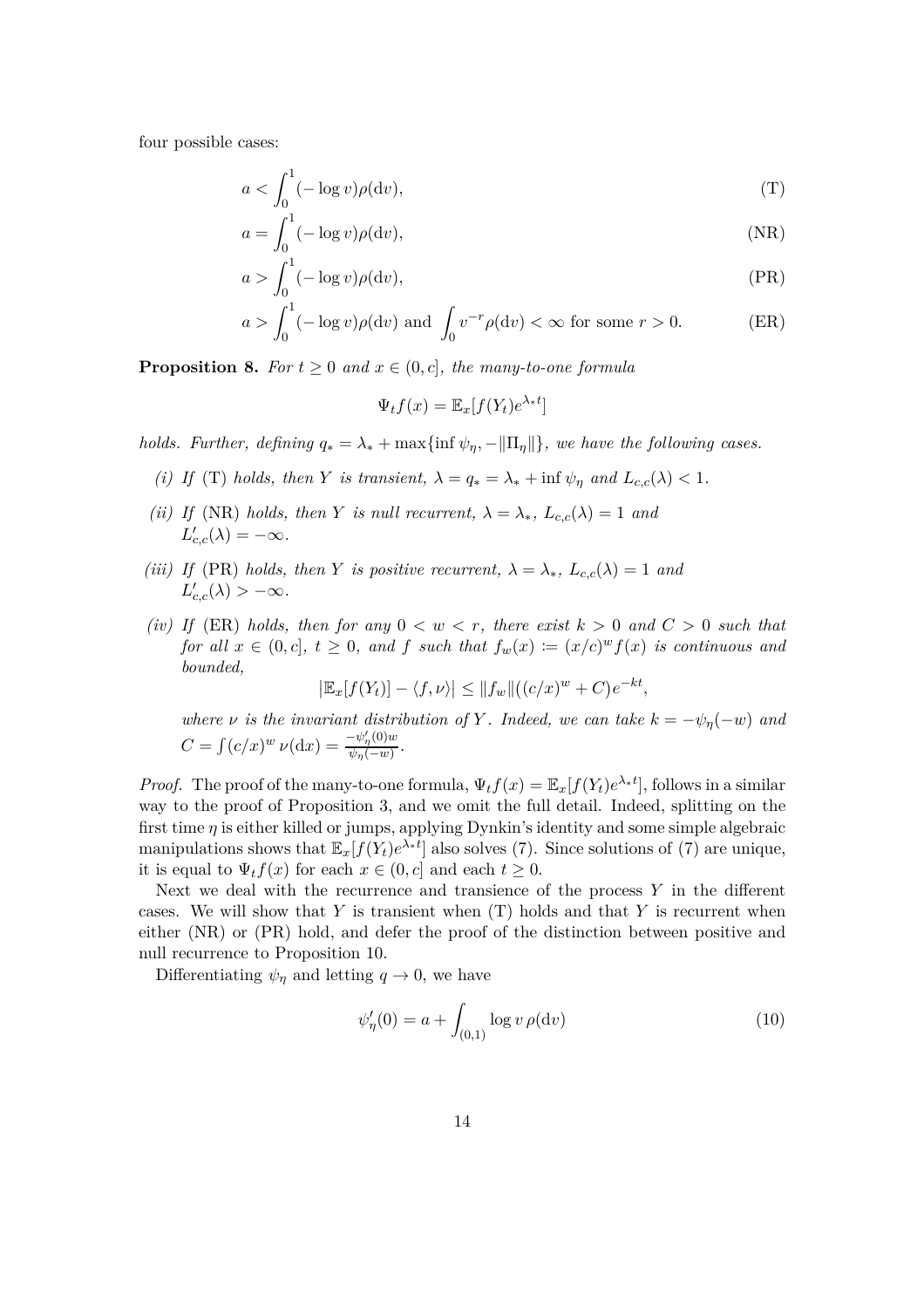four possible cases:

$$a < \int_0^1 (-\log v)\rho(\mathrm{d}v), \tag{T}$$

$$a = \int_0^1 (-\log v)\rho(\mathrm{d}v), \tag{NR}$$

$$a > \int_0^1 (-\log v)\rho(\mathrm{d}v), \tag{PR}$$

$$a > \int_0^1 (-\log v)\rho(\mathrm{d}v) \text{ and } \int_0 v^{-r}\rho(\mathrm{d}v) < \infty \text{ for some } r > 0. \tag{ER}$$

**Proposition 8.** *For $t \geq 0$ and $x \in (0, c]$, the many-to-one formula*

$$\Psi_t f(x) = \mathbb{E}_x[f(Y_t)e^{\lambda_* t}]$$

*holds. Further, defining $q_* = \lambda_* + \max\{\inf \psi_\eta, -\|\Pi_\eta\|\}$, we have the following cases.*

*(i) If (T) holds, then $Y$ is transient, $\lambda = q_* = \lambda_* + \inf \psi_\eta$ and $L_{c,c}(\lambda) < 1$.*

*(ii) If (NR) holds, then $Y$ is null recurrent, $\lambda = \lambda_*$, $L_{c,c}(\lambda) = 1$ and $L'_{c,c}(\lambda) = -\infty$.*

*(iii) If (PR) holds, then $Y$ is positive recurrent, $\lambda = \lambda_*$, $L_{c,c}(\lambda) = 1$ and $L'_{c,c}(\lambda) > -\infty$.*

*(iv) If (ER) holds, then for any $0 < w < r$, there exist $k > 0$ and $C > 0$ such that for all $x \in (0, c]$, $t \geq 0$, and $f$ such that $f_w(x) := (x/c)^w f(x)$ is continuous and bounded,*

$$\left|\mathbb{E}_x[f(Y_t)] - \langle f, \nu\rangle\right| \leq \|f_w\|((c/x)^w + C)e^{-kt},$$

*where $\nu$ is the invariant distribution of $Y$. Indeed, we can take $k = -\psi_\eta(-w)$ and $C = \int (c/x)^w \, \nu(\mathrm{d}x) = \frac{-\psi'_\eta(0)w}{\psi_\eta(-w)}$.*

*Proof.* The proof of the many-to-one formula, $\Psi_t f(x) = \mathbb{E}_x[f(Y_t)e^{\lambda_* t}]$, follows in a similar way to the proof of Proposition 3, and we omit the full detail. Indeed, splitting on the first time $\eta$ is either killed or jumps, applying Dynkin's identity and some simple algebraic manipulations shows that $\mathbb{E}_x[f(Y_t)e^{\lambda_* t}]$ also solves (7). Since solutions of (7) are unique, it is equal to $\Psi_t f(x)$ for each $x \in (0, c]$ and each $t \geq 0$.

Next we deal with the recurrence and transience of the process $Y$ in the different cases. We will show that $Y$ is transient when (T) holds and that $Y$ is recurrent when either (NR) or (PR) hold, and defer the proof of the distinction between positive and null recurrence to Proposition 10.

Differentiating $\psi_\eta$ and letting $q \to 0$, we have

$$\psi'_\eta(0) = a + \int_{(0,1)} \log v \, \rho(\mathrm{d}v) \tag{10}$$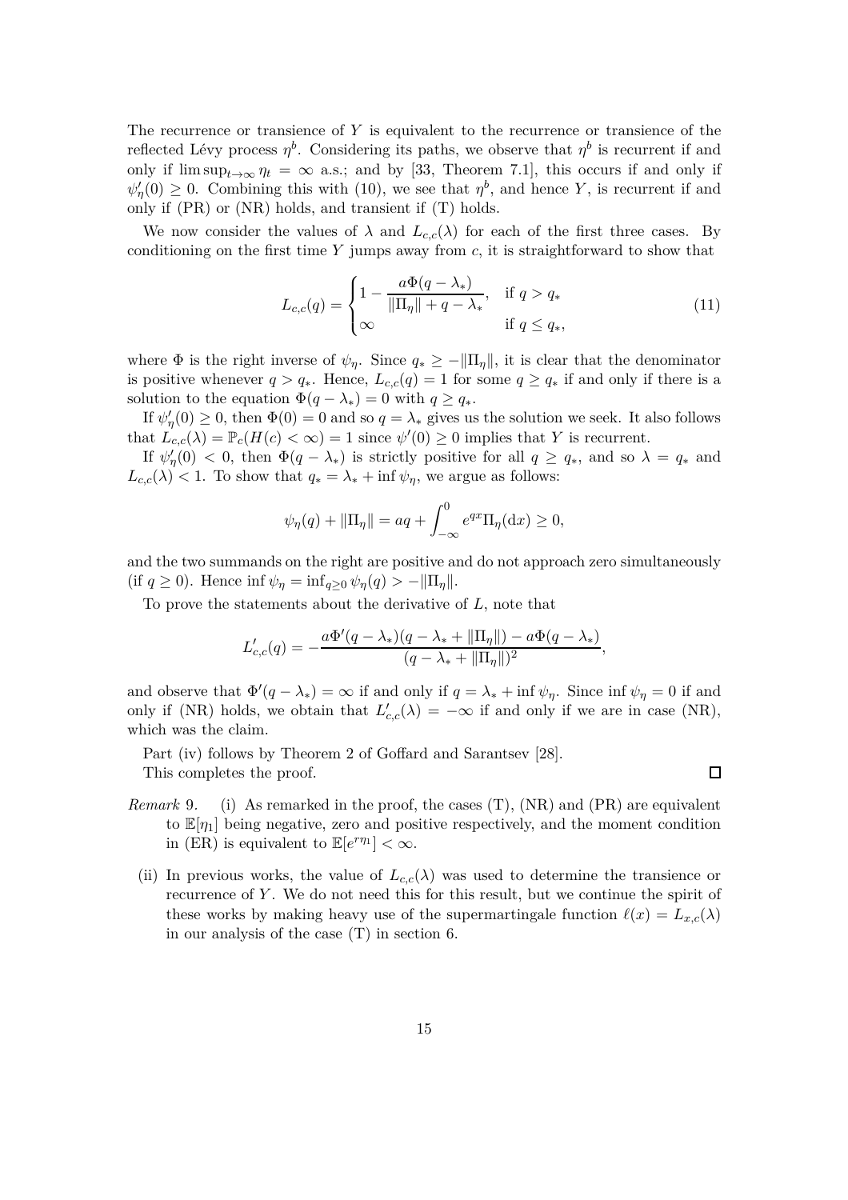The recurrence or transience of $Y$ is equivalent to the recurrence or transience of the reflected Lévy process $\eta^b$. Considering its paths, we observe that $\eta^b$ is recurrent if and only if $\limsup_{t\to\infty} \eta_t = \infty$ a.s.; and by [33, Theorem 7.1], this occurs if and only if $\psi_\eta'(0) \geq 0$. Combining this with (10), we see that $\eta^b$, and hence $Y$, is recurrent if and only if (PR) or (NR) holds, and transient if (T) holds.

We now consider the values of $\lambda$ and $L_{c,c}(\lambda)$ for each of the first three cases. By conditioning on the first time $Y$ jumps away from $c$, it is straightforward to show that

$$L_{c,c}(q) = \begin{cases} 1 - \dfrac{a\Phi(q-\lambda_*)}{\|\Pi_\eta\| + q - \lambda_*}, & \text{if } q > q_* \\ \infty & \text{if } q \leq q_*, \end{cases} \tag{11}$$

where $\Phi$ is the right inverse of $\psi_\eta$. Since $q_* \geq -\|\Pi_\eta\|$, it is clear that the denominator is positive whenever $q > q_*$. Hence, $L_{c,c}(q) = 1$ for some $q \geq q_*$ if and only if there is a solution to the equation $\Phi(q - \lambda_*) = 0$ with $q \geq q_*$.

If $\psi_\eta'(0) \geq 0$, then $\Phi(0) = 0$ and so $q = \lambda_*$ gives us the solution we seek. It also follows that $L_{c,c}(\lambda) = \mathbb{P}_c(H(c) < \infty) = 1$ since $\psi'(0) \geq 0$ implies that $Y$ is recurrent.

If $\psi_\eta'(0) < 0$, then $\Phi(q - \lambda_*)$ is strictly positive for all $q \geq q_*$, and so $\lambda = q_*$ and $L_{c,c}(\lambda) < 1$. To show that $q_* = \lambda_* + \inf \psi_\eta$, we argue as follows:

$$\psi_\eta(q) + \|\Pi_\eta\| = aq + \int_{-\infty}^0 e^{qx} \Pi_\eta(\mathrm{d}x) \geq 0,$$

and the two summands on the right are positive and do not approach zero simultaneously (if $q \geq 0$). Hence $\inf \psi_\eta = \inf_{q\geq 0} \psi_\eta(q) > -\|\Pi_\eta\|$.

To prove the statements about the derivative of $L$, note that

$$L_{c,c}'(q) = -\frac{a\Phi'(q-\lambda_*)(q - \lambda_* + \|\Pi_\eta\|) - a\Phi(q-\lambda_*)}{(q - \lambda_* + \|\Pi_\eta\|)^2},$$

and observe that $\Phi'(q - \lambda_*) = \infty$ if and only if $q = \lambda_* + \inf \psi_\eta$. Since $\inf \psi_\eta = 0$ if and only if (NR) holds, we obtain that $L_{c,c}'(\lambda) = -\infty$ if and only if we are in case (NR), which was the claim.

Part (iv) follows by Theorem 2 of Goffard and Sarantsev [28].

This completes the proof. ◻

*Remark* 9. (i) As remarked in the proof, the cases (T), (NR) and (PR) are equivalent to $\mathbb{E}[\eta_1]$ being negative, zero and positive respectively, and the moment condition in (ER) is equivalent to $\mathbb{E}[e^{r\eta_1}] < \infty$.

(ii) In previous works, the value of $L_{c,c}(\lambda)$ was used to determine the transience or recurrence of $Y$. We do not need this for this result, but we continue the spirit of these works by making heavy use of the supermartingale function $\ell(x) = L_{x,c}(\lambda)$ in our analysis of the case (T) in section 6.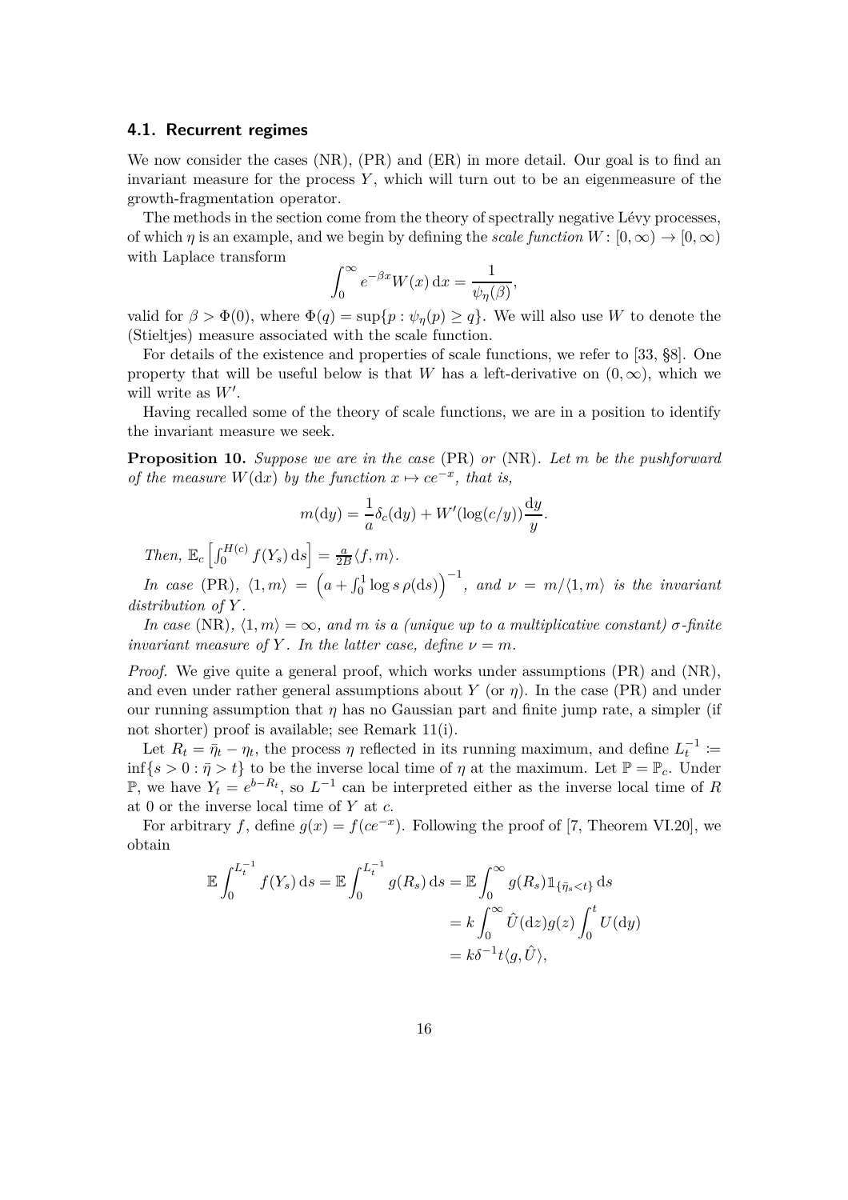### 4.1. Recurrent regimes

We now consider the cases (NR), (PR) and (ER) in more detail. Our goal is to find an invariant measure for the process $Y$, which will turn out to be an eigenmeasure of the growth-fragmentation operator.

The methods in the section come from the theory of spectrally negative Lévy processes, of which $\eta$ is an example, and we begin by defining the *scale function* $W\colon [0,\infty) \to [0,\infty)$ with Laplace transform

$$\int_0^\infty e^{-\beta x} W(x)\,\mathrm{d}x = \frac{1}{\psi_\eta(\beta)},$$

valid for $\beta > \Phi(0)$, where $\Phi(q) = \sup\{p : \psi_\eta(p) \geq q\}$. We will also use $W$ to denote the (Stieltjes) measure associated with the scale function.

For details of the existence and properties of scale functions, we refer to [33, §8]. One property that will be useful below is that $W$ has a left-derivative on $(0,\infty)$, which we will write as $W'$.

Having recalled some of the theory of scale functions, we are in a position to identify the invariant measure we seek.

**Proposition 10.** *Suppose we are in the case* (PR) *or* (NR)*. Let $m$ be the pushforward of the measure $W(\mathrm{d}x)$ by the function $x \mapsto ce^{-x}$, that is,*

$$m(\mathrm{d}y) = \frac{1}{a}\delta_c(\mathrm{d}y) + W'(\log(c/y))\frac{\mathrm{d}y}{y}.$$

*Then,* $\mathbb{E}_c\left[\int_0^{H(c)} f(Y_s)\,\mathrm{d}s\right] = \frac{a}{2B}\langle f, m\rangle$.

*In case* (PR)*,* $\langle 1, m\rangle = \left(a + \int_0^1 \log s\,\rho(\mathrm{d}s)\right)^{-1}$*, and $\nu = m/\langle 1, m\rangle$ is the invariant distribution of $Y$.*

*In case* (NR)*, $\langle 1, m\rangle = \infty$, and $m$ is a (unique up to a multiplicative constant) $\sigma$-finite invariant measure of $Y$. In the latter case, define $\nu = m$.*

*Proof.* We give quite a general proof, which works under assumptions (PR) and (NR), and even under rather general assumptions about $Y$ (or $\eta$). In the case (PR) and under our running assumption that $\eta$ has no Gaussian part and finite jump rate, a simpler (if not shorter) proof is available; see Remark 11(i).

Let $R_t = \bar{\eta}_t - \eta_t$, the process $\eta$ reflected in its running maximum, and define $L_t^{-1} := \inf\{s > 0 : \bar{\eta} > t\}$ to be the inverse local time of $\eta$ at the maximum. Let $\mathbb{P} = \mathbb{P}_c$. Under $\mathbb{P}$, we have $Y_t = e^{b - R_t}$, so $L^{-1}$ can be interpreted either as the inverse local time of $R$ at 0 or the inverse local time of $Y$ at $c$.

For arbitrary $f$, define $g(x) = f(ce^{-x})$. Following the proof of [7, Theorem VI.20], we obtain

$$\begin{aligned}
\mathbb{E}\int_0^{L_t^{-1}} f(Y_s)\,\mathrm{d}s = \mathbb{E}\int_0^{L_t^{-1}} g(R_s)\,\mathrm{d}s &= \mathbb{E}\int_0^\infty g(R_s)\mathbb{1}_{\{\bar{\eta}_s < t\}}\,\mathrm{d}s \\
&= k\int_0^\infty \hat{U}(\mathrm{d}z)g(z)\int_0^t U(\mathrm{d}y) \\
&= k\delta^{-1}t\langle g, \hat{U}\rangle,
\end{aligned}$$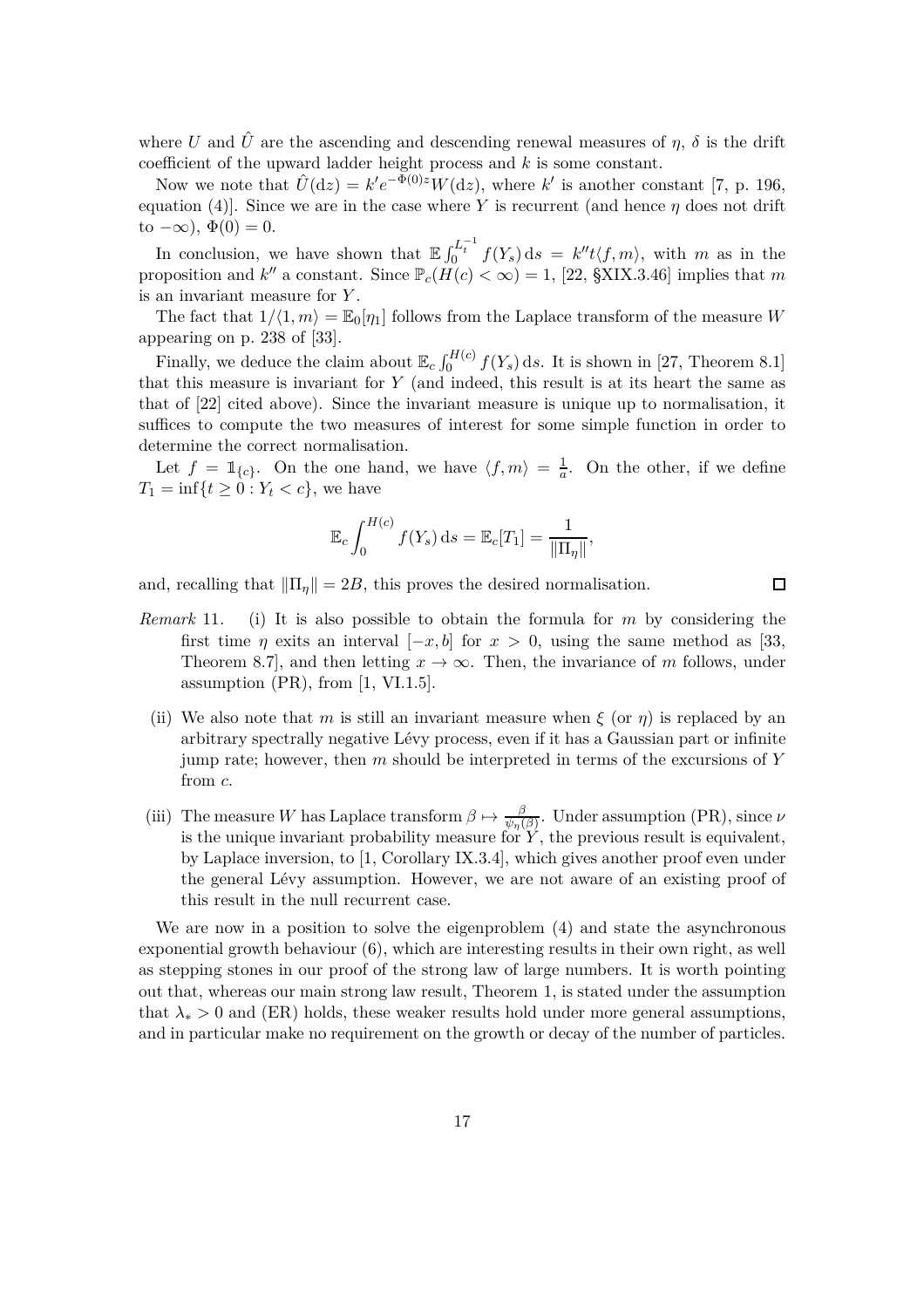where $U$ and $\hat{U}$ are the ascending and descending renewal measures of $\eta$, $\delta$ is the drift coefficient of the upward ladder height process and $k$ is some constant.

Now we note that $\hat{U}(\mathrm{d}z) = k' e^{-\Phi(0)z} W(\mathrm{d}z)$, where $k'$ is another constant [7, p. 196, equation (4)]. Since we are in the case where $Y$ is recurrent (and hence $\eta$ does not drift to $-\infty$), $\Phi(0) = 0$.

In conclusion, we have shown that $\mathbb{E} \int_0^{L_t^{-1}} f(Y_s)\, \mathrm{d}s = k'' t \langle f, m \rangle$, with $m$ as in the proposition and $k''$ a constant. Since $\mathbb{P}_c(H(c) < \infty) = 1$, [22, §XIX.3.46] implies that $m$ is an invariant measure for $Y$.

The fact that $1/\langle 1, m \rangle = \mathbb{E}_0[\eta_1]$ follows from the Laplace transform of the measure $W$ appearing on p. 238 of [33].

Finally, we deduce the claim about $\mathbb{E}_c \int_0^{H(c)} f(Y_s)\, \mathrm{d}s$. It is shown in [27, Theorem 8.1] that this measure is invariant for $Y$ (and indeed, this result is at its heart the same as that of [22] cited above). Since the invariant measure is unique up to normalisation, it suffices to compute the two measures of interest for some simple function in order to determine the correct normalisation.

Let $f = \mathbb{1}_{\{c\}}$. On the one hand, we have $\langle f, m \rangle = \frac{1}{a}$. On the other, if we define $T_1 = \inf\{t \geq 0 : Y_t < c\}$, we have

$$\mathbb{E}_c \int_0^{H(c)} f(Y_s)\, \mathrm{d}s = \mathbb{E}_c[T_1] = \frac{1}{\|\Pi_\eta\|},$$

and, recalling that $\|\Pi_\eta\| = 2B$, this proves the desired normalisation. □

*Remark* 11. (i) It is also possible to obtain the formula for $m$ by considering the first time $\eta$ exits an interval $[-x, b]$ for $x > 0$, using the same method as [33, Theorem 8.7], and then letting $x \to \infty$. Then, the invariance of $m$ follows, under assumption (PR), from [1, VI.1.5].

(ii) We also note that $m$ is still an invariant measure when $\xi$ (or $\eta$) is replaced by an arbitrary spectrally negative Lévy process, even if it has a Gaussian part or infinite jump rate; however, then $m$ should be interpreted in terms of the excursions of $Y$ from $c$.

(iii) The measure $W$ has Laplace transform $\beta \mapsto \frac{\beta}{\psi_\eta(\beta)}$. Under assumption (PR), since $\nu$ is the unique invariant probability measure for $Y$, the previous result is equivalent, by Laplace inversion, to [1, Corollary IX.3.4], which gives another proof even under the general Lévy assumption. However, we are not aware of an existing proof of this result in the null recurrent case.

We are now in a position to solve the eigenproblem (4) and state the asynchronous exponential growth behaviour (6), which are interesting results in their own right, as well as stepping stones in our proof of the strong law of large numbers. It is worth pointing out that, whereas our main strong law result, Theorem 1, is stated under the assumption that $\lambda_* > 0$ and (ER) holds, these weaker results hold under more general assumptions, and in particular make no requirement on the growth or decay of the number of particles.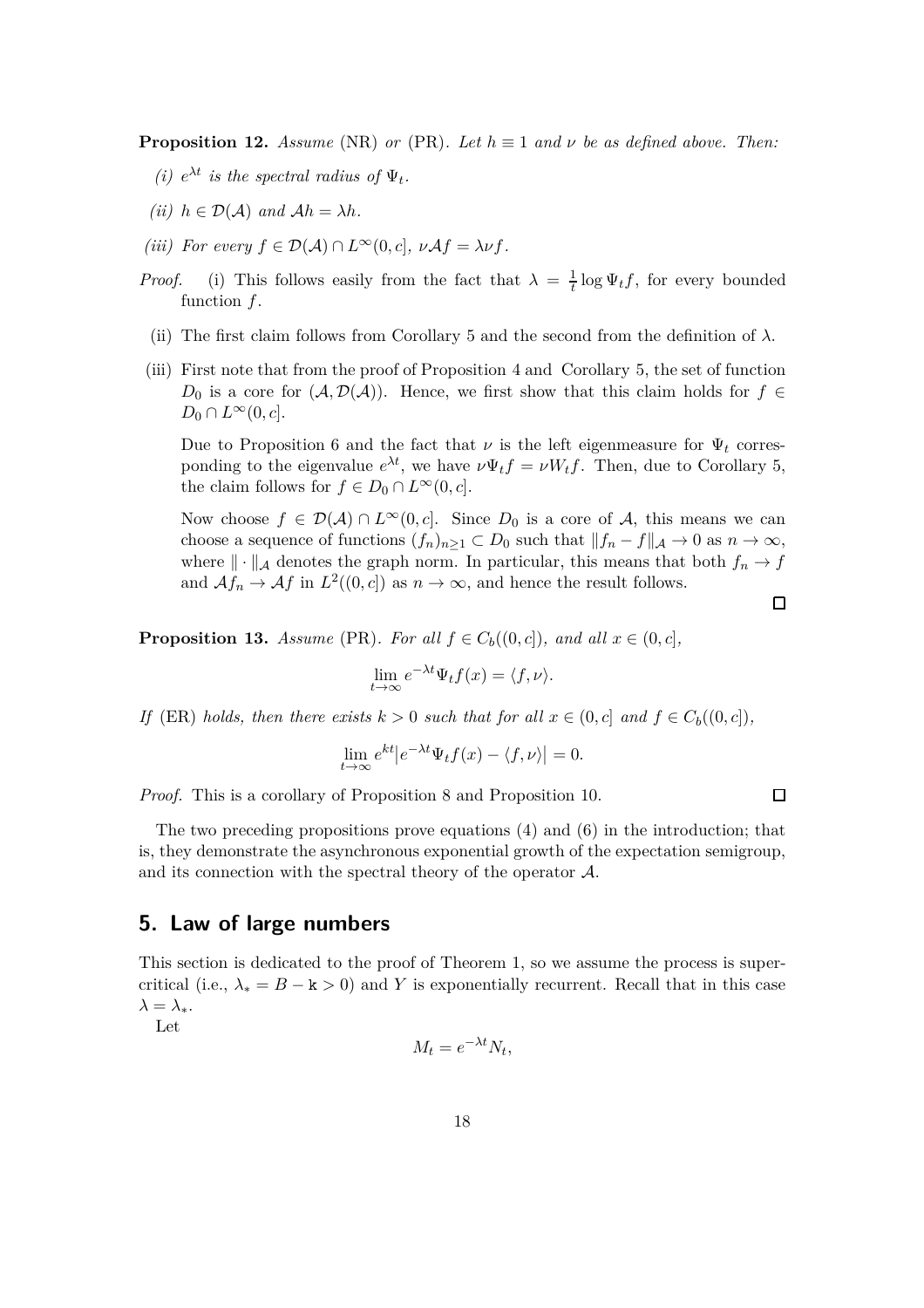**Proposition 12.** *Assume* (NR) *or* (PR)*. Let* $h \equiv 1$ *and* $\nu$ *be as defined above. Then:*

*(i)* $e^{\lambda t}$ *is the spectral radius of* $\Psi_t$*.*

*(ii)* $h \in \mathcal{D}(\mathcal{A})$ *and* $\mathcal{A}h = \lambda h$*.*

*(iii) For every* $f \in \mathcal{D}(\mathcal{A}) \cap L^\infty(0, c]$*,* $\nu \mathcal{A} f = \lambda \nu f$*.*

*Proof.* (i) This follows easily from the fact that $\lambda = \frac{1}{t} \log \Psi_t f$, for every bounded function $f$.

(ii) The first claim follows from Corollary 5 and the second from the definition of $\lambda$.

(iii) First note that from the proof of Proposition 4 and Corollary 5, the set of function $D_0$ is a core for $(\mathcal{A}, \mathcal{D}(\mathcal{A}))$. Hence, we first show that this claim holds for $f \in D_0 \cap L^\infty(0, c]$.

Due to Proposition 6 and the fact that $\nu$ is the left eigenmeasure for $\Psi_t$ corresponding to the eigenvalue $e^{\lambda t}$, we have $\nu \Psi_t f = \nu W_t f$. Then, due to Corollary 5, the claim follows for $f \in D_0 \cap L^\infty(0, c]$.

Now choose $f \in \mathcal{D}(\mathcal{A}) \cap L^\infty(0, c]$. Since $D_0$ is a core of $\mathcal{A}$, this means we can choose a sequence of functions $(f_n)_{n \geq 1} \subset D_0$ such that $\|f_n - f\|_{\mathcal{A}} \to 0$ as $n \to \infty$, where $\| \cdot \|_{\mathcal{A}}$ denotes the graph norm. In particular, this means that both $f_n \to f$ and $\mathcal{A} f_n \to \mathcal{A} f$ in $L^2((0, c])$ as $n \to \infty$, and hence the result follows. □

**Proposition 13.** *Assume* (PR)*. For all* $f \in C_b((0, c])$*, and all* $x \in (0, c]$*,*

$$\lim_{t \to \infty} e^{-\lambda t} \Psi_t f(x) = \langle f, \nu \rangle.$$

*If* (ER) *holds, then there exists* $k > 0$ *such that for all* $x \in (0, c]$ *and* $f \in C_b((0, c])$*,*

$$\lim_{t \to \infty} e^{kt} \left| e^{-\lambda t} \Psi_t f(x) - \langle f, \nu \rangle \right| = 0.$$

*Proof.* This is a corollary of Proposition 8 and Proposition 10. □

The two preceding propositions prove equations (4) and (6) in the introduction; that is, they demonstrate the asynchronous exponential growth of the expectation semigroup, and its connection with the spectral theory of the operator $\mathcal{A}$.

## 5. Law of large numbers

This section is dedicated to the proof of Theorem 1, so we assume the process is supercritical (i.e., $\lambda_* = B - \mathtt{k} > 0$) and $Y$ is exponentially recurrent. Recall that in this case $\lambda = \lambda_*$.

Let

$$M_t = e^{-\lambda t} N_t,$$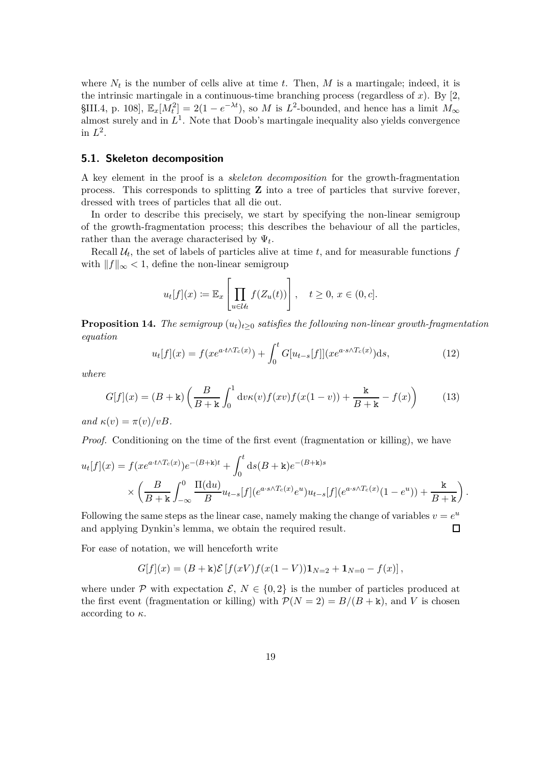where $N_t$ is the number of cells alive at time $t$. Then, $M$ is a martingale; indeed, it is the intrinsic martingale in a continuous-time branching process (regardless of $x$). By [2, §III.4, p. 108], $\mathbb{E}_x[M_t^2] = 2(1 - e^{-\lambda t})$, so $M$ is $L^2$-bounded, and hence has a limit $M_\infty$ almost surely and in $L^1$. Note that Doob's martingale inequality also yields convergence in $L^2$.

## 5.1. Skeleton decomposition

A key element in the proof is a *skeleton decomposition* for the growth-fragmentation process. This corresponds to splitting $\mathbf{Z}$ into a tree of particles that survive forever, dressed with trees of particles that all die out.

In order to describe this precisely, we start by specifying the non-linear semigroup of the growth-fragmentation process; this describes the behaviour of all the particles, rather than the average characterised by $\Psi_t$.

Recall $\mathcal{U}_t$, the set of labels of particles alive at time $t$, and for measurable functions $f$ with $\|f\|_\infty < 1$, define the non-linear semigroup

$$u_t[f](x) \coloneqq \mathbb{E}_x\left[\prod_{u \in \mathcal{U}_t} f(Z_u(t))\right], \quad t \geq 0,\ x \in (0, c].$$

**Proposition 14.** *The semigroup $(u_t)_{t \geq 0}$ satisfies the following non-linear growth-fragmentation equation*

$$u_t[f](x) = f(xe^{a \cdot t \wedge T_c(x)}) + \int_0^t G[u_{t-s}[f]](xe^{a \cdot s \wedge T_c(x)}) \mathrm{d}s, \tag{12}$$

*where*

$$G[f](x) = (B + \mathtt{k}) \left( \frac{B}{B + \mathtt{k}} \int_0^1 \mathrm{d}v \kappa(v) f(xv) f(x(1-v)) + \frac{\mathtt{k}}{B + \mathtt{k}} - f(x) \right) \tag{13}$$

*and $\kappa(v) = \pi(v)/vB$.*

*Proof.* Conditioning on the time of the first event (fragmentation or killing), we have

$$\begin{aligned} u_t[f](x) &= f(xe^{a \cdot t \wedge T_c(x)}) e^{-(B+\mathtt{k})t} + \int_0^t \mathrm{d}s (B + \mathtt{k}) e^{-(B+\mathtt{k})s} \\ &\quad \times \left( \frac{B}{B + \mathtt{k}} \int_{-\infty}^0 \frac{\Pi(\mathrm{d}u)}{B} u_{t-s}[f](e^{a \cdot s \wedge T_c(x)} e^u) u_{t-s}[f](e^{a \cdot s \wedge T_c(x)}(1 - e^u)) + \frac{\mathtt{k}}{B + \mathtt{k}} \right). \end{aligned}$$

Following the same steps as the linear case, namely making the change of variables $v = e^u$ and applying Dynkin's lemma, we obtain the required result. □

For ease of notation, we will henceforth write

$$G[f](x) = (B + \mathtt{k}) \mathcal{E}\left[f(xV) f(x(1-V)) \mathbf{1}_{N=2} + \mathbf{1}_{N=0} - f(x)\right],$$

where under $\mathcal{P}$ with expectation $\mathcal{E}$, $N \in \{0, 2\}$ is the number of particles produced at the first event (fragmentation or killing) with $\mathcal{P}(N = 2) = B/(B + \mathtt{k})$, and $V$ is chosen according to $\kappa$.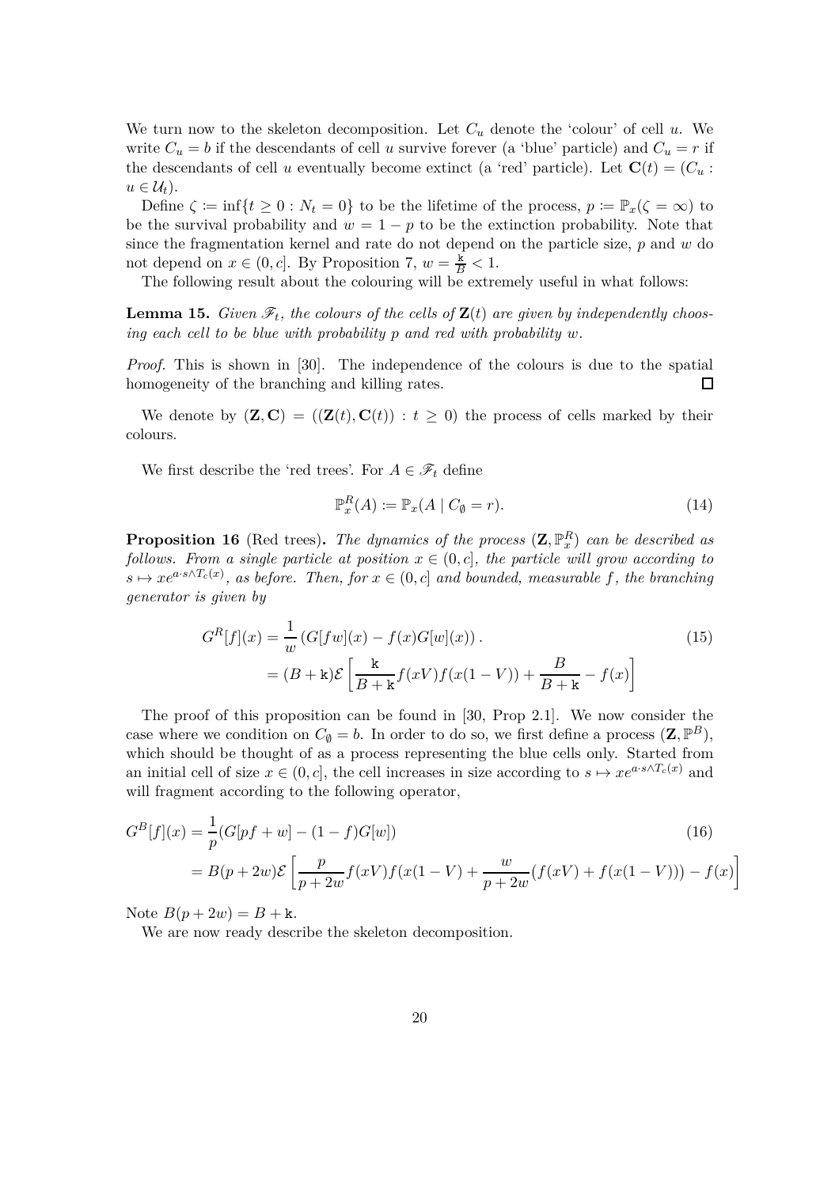We turn now to the skeleton decomposition. Let $C_u$ denote the 'colour' of cell $u$. We write $C_u = b$ if the descendants of cell $u$ survive forever (a 'blue' particle) and $C_u = r$ if the descendants of cell $u$ eventually become extinct (a 'red' particle). Let $\mathbf{C}(t) = (C_u : u \in \mathcal{U}_t)$.

Define $\zeta := \inf\{t \geq 0 : N_t = 0\}$ to be the lifetime of the process, $p := \mathbb{P}_x(\zeta = \infty)$ to be the survival probability and $w = 1 - p$ to be the extinction probability. Note that since the fragmentation kernel and rate do not depend on the particle size, $p$ and $w$ do not depend on $x \in (0, c]$. By Proposition 7, $w = \frac{\mathtt{k}}{B} < 1$.

The following result about the colouring will be extremely useful in what follows:

**Lemma 15.** *Given $\mathscr{F}_t$, the colours of the cells of $\mathbf{Z}(t)$ are given by independently choosing each cell to be blue with probability $p$ and red with probability $w$.*

*Proof.* This is shown in [30]. The independence of the colours is due to the spatial homogeneity of the branching and killing rates. □

We denote by $(\mathbf{Z}, \mathbf{C}) = ((\mathbf{Z}(t), \mathbf{C}(t)) : t \geq 0)$ the process of cells marked by their colours.

We first describe the 'red trees'. For $A \in \mathscr{F}_t$ define

$$\mathbb{P}_x^R(A) := \mathbb{P}_x(A \mid C_\emptyset = r). \tag{14}$$

**Proposition 16** (Red trees)**.** *The dynamics of the process $(\mathbf{Z}, \mathbb{P}_x^R)$ can be described as follows. From a single particle at position $x \in (0, c]$, the particle will grow according to $s \mapsto xe^{a \cdot s \wedge T_c(x)}$, as before. Then, for $x \in (0, c]$ and bounded, measurable $f$, the branching generator is given by*

$$\begin{aligned} G^R[f](x) &= \frac{1}{w}\left(G[fw](x) - f(x)G[w](x)\right). \\ &= (B + \mathtt{k})\mathcal{E}\left[\frac{\mathtt{k}}{B + \mathtt{k}} f(xV)f(x(1 - V)) + \frac{B}{B + \mathtt{k}} - f(x)\right] \end{aligned} \tag{15}$$

The proof of this proposition can be found in [30, Prop 2.1]. We now consider the case where we condition on $C_\emptyset = b$. In order to do so, we first define a process $(\mathbf{Z}, \mathbb{P}^B)$, which should be thought of as a process representing the blue cells only. Started from an initial cell of size $x \in (0, c]$, the cell increases in size according to $s \mapsto xe^{a \cdot s \wedge T_c(x)}$ and will fragment according to the following operator,

$$\begin{aligned} G^B[f](x) &= \frac{1}{p}(G[pf + w] - (1 - f)G[w]) \\ &= B(p + 2w)\mathcal{E}\left[\frac{p}{p + 2w} f(xV)f(x(1 - V)) + \frac{w}{p + 2w}(f(xV) + f(x(1 - V))) - f(x)\right] \end{aligned} \tag{16}$$

Note $B(p + 2w) = B + \mathtt{k}$.

We are now ready describe the skeleton decomposition.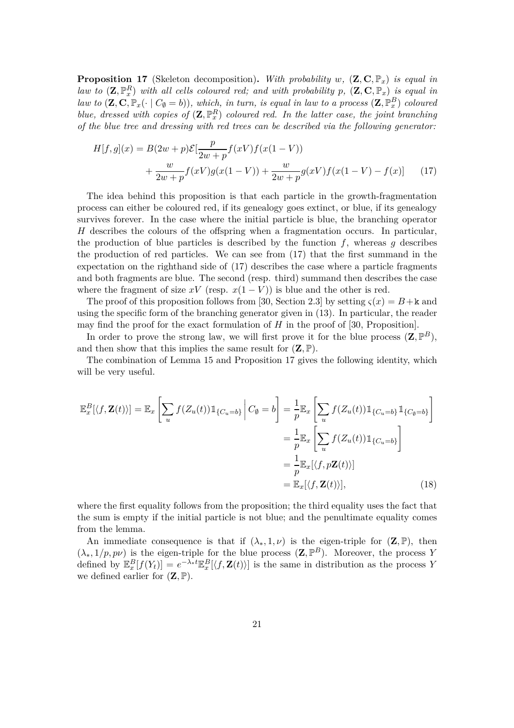**Proposition 17** (Skeleton decomposition)**.** *With probability $w$, $(\mathbf{Z}, \mathbf{C}, \mathbb{P}_x)$ is equal in law to $(\mathbf{Z}, \mathbb{P}_x^R)$ with all cells coloured red; and with probability $p$, $(\mathbf{Z}, \mathbf{C}, \mathbb{P}_x)$ is equal in law to $(\mathbf{Z}, \mathbf{C}, \mathbb{P}_x(\cdot \mid C_\emptyset = b))$, which, in turn, is equal in law to a process $(\mathbf{Z}, \mathbb{P}_x^B)$ coloured blue, dressed with copies of $(\mathbf{Z}, \mathbb{P}_x^R)$ coloured red. In the latter case, the joint branching of the blue tree and dressing with red trees can be described via the following generator:*

$$
\begin{aligned}
H[f,g](x) = B(2w+p)\mathcal{E}[&\frac{p}{2w+p} f(xV)f(x(1-V)) \\
&+ \frac{w}{2w+p} f(xV)g(x(1-V)) + \frac{w}{2w+p} g(xV)f(x(1-V) - f(x)] \qquad (17)
\end{aligned}
$$

The idea behind this proposition is that each particle in the growth-fragmentation process can either be coloured red, if its genealogy goes extinct, or blue, if its genealogy survives forever. In the case where the initial particle is blue, the branching operator $H$ describes the colours of the offspring when a fragmentation occurs. In particular, the production of blue particles is described by the function $f$, whereas $g$ describes the production of red particles. We can see from (17) that the first summand in the expectation on the righthand side of (17) describes the case where a particle fragments and both fragments are blue. The second (resp. third) summand then describes the case where the fragment of size $xV$ (resp. $x(1-V)$) is blue and the other is red.

The proof of this proposition follows from [30, Section 2.3] by setting $\varsigma(x) = B + \mathtt{k}$ and using the specific form of the branching generator given in (13). In particular, the reader may find the proof for the exact formulation of $H$ in the proof of [30, Proposition].

In order to prove the strong law, we will first prove it for the blue process $(\mathbf{Z}, \mathbb{P}^B)$, and then show that this implies the same result for $(\mathbf{Z}, \mathbb{P})$.

The combination of Lemma 15 and Proposition 17 gives the following identity, which will be very useful.

$$
\begin{aligned}
\mathbb{E}_x^B[\langle f, \mathbf{Z}(t)\rangle] = \mathbb{E}_x\left[\sum_u f(Z_u(t))\mathbb{1}_{\{C_u=b\}} \,\middle|\, C_\emptyset = b\right] &= \frac{1}{p}\mathbb{E}_x\left[\sum_u f(Z_u(t))\mathbb{1}_{\{C_u=b\}}\mathbb{1}_{\{C_\emptyset=b\}}\right] \\
&= \frac{1}{p}\mathbb{E}_x\left[\sum_u f(Z_u(t))\mathbb{1}_{\{C_u=b\}}\right] \\
&= \frac{1}{p}\mathbb{E}_x[\langle f, p\mathbf{Z}(t)\rangle] \\
&= \mathbb{E}_x[\langle f, \mathbf{Z}(t)\rangle], \qquad (18)
\end{aligned}
$$

where the first equality follows from the proposition; the third equality uses the fact that the sum is empty if the initial particle is not blue; and the penultimate equality comes from the lemma.

An immediate consequence is that if $(\lambda_*, 1, \nu)$ is the eigen-triple for $(\mathbf{Z}, \mathbb{P})$, then $(\lambda_*, 1/p, p\nu)$ is the eigen-triple for the blue process $(\mathbf{Z}, \mathbb{P}^B)$. Moreover, the process $Y$ defined by $\mathbb{E}_x^B[f(Y_t)] = e^{-\lambda_* t}\mathbb{E}_x^B[\langle f, \mathbf{Z}(t)\rangle]$ is the same in distribution as the process $Y$ we defined earlier for $(\mathbf{Z}, \mathbb{P})$.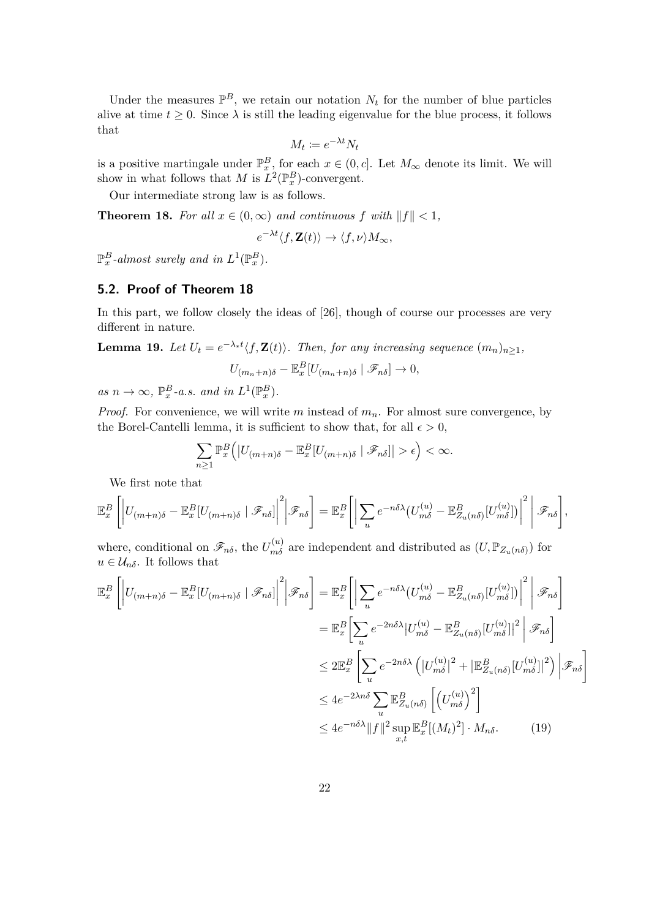Under the measures $\mathbb{P}^B$, we retain our notation $N_t$ for the number of blue particles alive at time $t \geq 0$. Since $\lambda$ is still the leading eigenvalue for the blue process, it follows that

$$M_t := e^{-\lambda t} N_t$$

is a positive martingale under $\mathbb{P}^B_x$, for each $x \in (0, c]$. Let $M_\infty$ denote its limit. We will show in what follows that $M$ is $L^2(\mathbb{P}^B_x)$-convergent.

Our intermediate strong law is as follows.

**Theorem 18.** *For all $x \in (0, \infty)$ and continuous $f$ with $\|f\| < 1$,*

$$e^{-\lambda t}\langle f, \mathbf{Z}(t)\rangle \to \langle f, \nu \rangle M_\infty,$$

*$\mathbb{P}^B_x$-almost surely and in $L^1(\mathbb{P}^B_x)$.*

## 5.2. Proof of Theorem 18

In this part, we follow closely the ideas of [26], though of course our processes are very different in nature.

**Lemma 19.** *Let $U_t = e^{-\lambda_* t}\langle f, \mathbf{Z}(t)\rangle$. Then, for any increasing sequence $(m_n)_{n\geq 1}$,*

$$U_{(m_n+n)\delta} - \mathbb{E}^B_x[U_{(m_n+n)\delta} \mid \mathscr{F}_{n\delta}] \to 0,$$

*as $n \to \infty$, $\mathbb{P}^B_x$-a.s. and in $L^1(\mathbb{P}^B_x)$.*

*Proof.* For convenience, we will write $m$ instead of $m_n$. For almost sure convergence, by the Borel-Cantelli lemma, it is sufficient to show that, for all $\epsilon > 0$,

$$\sum_{n\geq 1} \mathbb{P}^B_x\Big(\big|U_{(m+n)\delta} - \mathbb{E}^B_x[U_{(m+n)\delta} \mid \mathscr{F}_{n\delta}]\big| > \epsilon\Big) < \infty.$$

We first note that

$$\mathbb{E}^B_x\left[\Big|U_{(m+n)\delta} - \mathbb{E}^B_x[U_{(m+n)\delta} \mid \mathscr{F}_{n\delta}]\Big|^2 \Big| \mathscr{F}_{n\delta}\right] = \mathbb{E}^B_x\left[\Big|\sum_u e^{-n\delta\lambda}\big(U^{(u)}_{m\delta} - \mathbb{E}^B_{Z_u(n\delta)}[U^{(u)}_{m\delta}]\big)\Big|^2 \;\Big|\; \mathscr{F}_{n\delta}\right],$$

where, conditional on $\mathscr{F}_{n\delta}$, the $U^{(u)}_{m\delta}$ are independent and distributed as $(U, \mathbb{P}_{Z_u(n\delta)})$ for $u \in \mathcal{U}_{n\delta}$. It follows that

$$\begin{aligned}
\mathbb{E}^B_x\left[\Big|U_{(m+n)\delta} - \mathbb{E}^B_x[U_{(m+n)\delta} \mid \mathscr{F}_{n\delta}]\Big|^2 \Big| \mathscr{F}_{n\delta}\right] &= \mathbb{E}^B_x\left[\Big|\sum_u e^{-n\delta\lambda}\big(U^{(u)}_{m\delta} - \mathbb{E}^B_{Z_u(n\delta)}[U^{(u)}_{m\delta}]\big)\Big|^2 \;\Big|\; \mathscr{F}_{n\delta}\right] \\
&= \mathbb{E}^B_x\Big[\sum_u e^{-2n\delta\lambda}\big|U^{(u)}_{m\delta} - \mathbb{E}^B_{Z_u(n\delta)}[U^{(u)}_{m\delta}]\big|^2 \;\Big|\; \mathscr{F}_{n\delta}\Big] \\
&\leq 2\mathbb{E}^B_x\left[\sum_u e^{-2n\delta\lambda}\left(\big|U^{(u)}_{m\delta}\big|^2 + \big|\mathbb{E}^B_{Z_u(n\delta)}[U^{(u)}_{m\delta}]\big|^2\right) \Big| \mathscr{F}_{n\delta}\right] \\
&\leq 4e^{-2\lambda n\delta}\sum_u \mathbb{E}^B_{Z_u(n\delta)}\left[\left(U^{(u)}_{m\delta}\right)^2\right] \\
&\leq 4e^{-n\delta\lambda}\|f\|^2 \sup_{x,t}\mathbb{E}^B_x[(M_t)^2] \cdot M_{n\delta}. \qquad (19)
\end{aligned}$$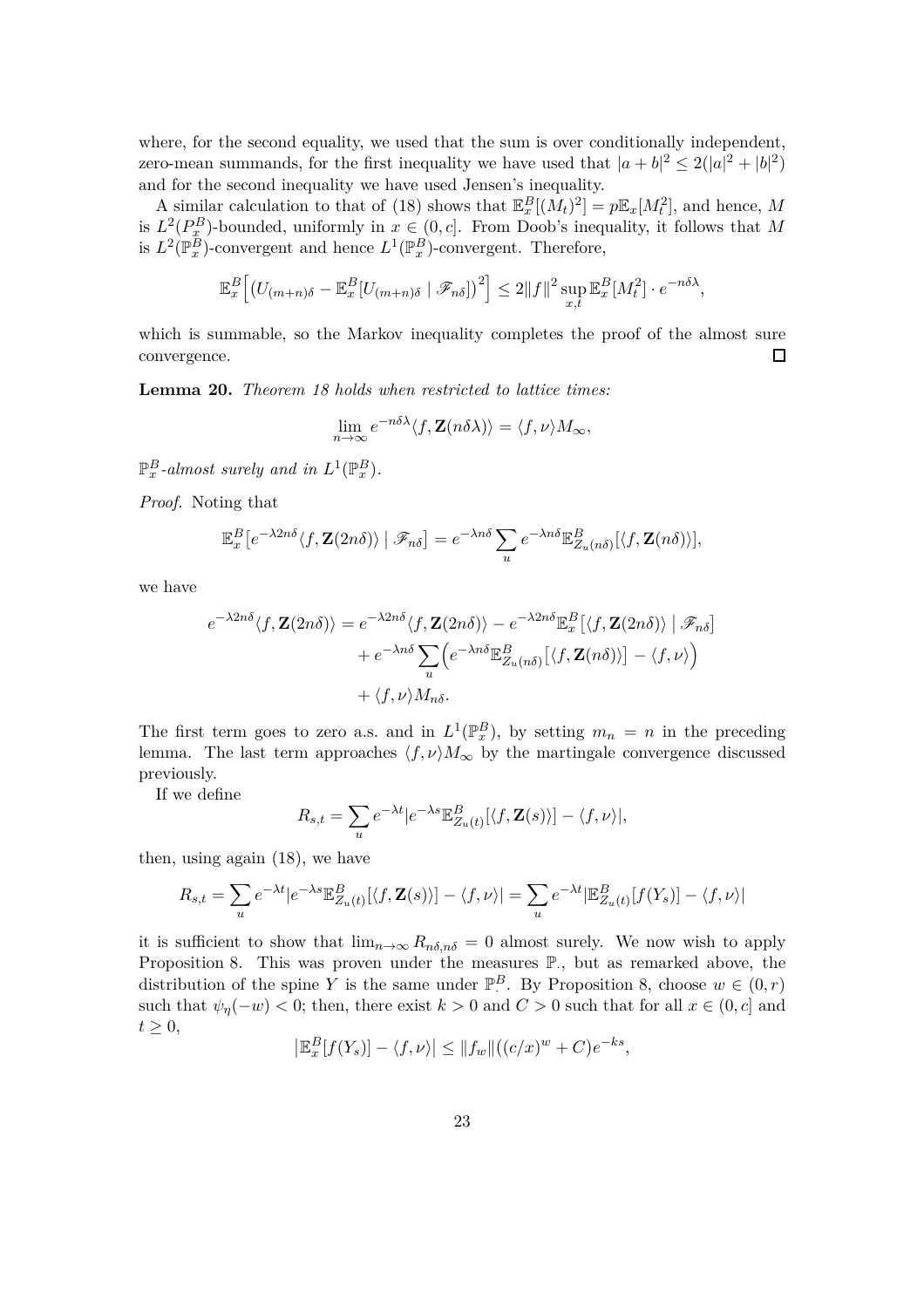where, for the second equality, we used that the sum is over conditionally independent, zero-mean summands, for the first inequality we have used that $|a+b|^2 \le 2(|a|^2+|b|^2)$ and for the second inequality we have used Jensen's inequality.

A similar calculation to that of (18) shows that $\mathbb{E}^B_x[(M_t)^2] = p\mathbb{E}_x[M_t^2]$, and hence, $M$ is $L^2(P^B_x)$-bounded, uniformly in $x \in (0,c]$. From Doob's inequality, it follows that $M$ is $L^2(\mathbb{P}^B_x)$-convergent and hence $L^1(\mathbb{P}^B_x)$-convergent. Therefore,

$$\mathbb{E}^B_x\Big[\big(U_{(m+n)\delta} - \mathbb{E}^B_x[U_{(m+n)\delta} \mid \mathscr{F}_{n\delta}]\big)^2\Big] \le 2\|f\|^2 \sup_{x,t} \mathbb{E}^B_x[M_t^2] \cdot e^{-n\delta\lambda},$$

which is summable, so the Markov inequality completes the proof of the almost sure convergence. $\square$

**Lemma 20.** *Theorem 18 holds when restricted to lattice times:*

$$\lim_{n\to\infty} e^{-n\delta\lambda}\langle f, \mathbf{Z}(n\delta\lambda)\rangle = \langle f,\nu\rangle M_\infty,$$

$\mathbb{P}^B_x$*-almost surely and in* $L^1(\mathbb{P}^B_x)$.

*Proof.* Noting that

$$\mathbb{E}^B_x\big[e^{-\lambda 2n\delta}\langle f, \mathbf{Z}(2n\delta)\rangle \mid \mathscr{F}_{n\delta}\big] = e^{-\lambda n\delta}\sum_u e^{-\lambda n\delta}\mathbb{E}^B_{Z_u(n\delta)}[\langle f, \mathbf{Z}(n\delta)\rangle],$$

we have

$$\begin{aligned} e^{-\lambda 2n\delta}\langle f, \mathbf{Z}(2n\delta)\rangle &= e^{-\lambda 2n\delta}\langle f, \mathbf{Z}(2n\delta)\rangle - e^{-\lambda 2n\delta}\mathbb{E}^B_x\big[\langle f, \mathbf{Z}(2n\delta)\rangle \mid \mathscr{F}_{n\delta}\big] \\ &\quad + e^{-\lambda n\delta}\sum_u \Big(e^{-\lambda n\delta}\mathbb{E}^B_{Z_u(n\delta)}\big[\langle f, \mathbf{Z}(n\delta)\rangle\big] - \langle f,\nu\rangle\Big) \\ &\quad + \langle f,\nu\rangle M_{n\delta}. \end{aligned}$$

The first term goes to zero a.s. and in $L^1(\mathbb{P}^B_x)$, by setting $m_n = n$ in the preceding lemma. The last term approaches $\langle f,\nu\rangle M_\infty$ by the martingale convergence discussed previously.

If we define

$$R_{s,t} = \sum_u e^{-\lambda t}|e^{-\lambda s}\mathbb{E}^B_{Z_u(t)}[\langle f, \mathbf{Z}(s)\rangle] - \langle f,\nu\rangle|,$$

then, using again (18), we have

$$R_{s,t} = \sum_u e^{-\lambda t}|e^{-\lambda s}\mathbb{E}^B_{Z_u(t)}[\langle f, \mathbf{Z}(s)\rangle] - \langle f,\nu\rangle| = \sum_u e^{-\lambda t}|\mathbb{E}^B_{Z_u(t)}[f(Y_s)] - \langle f,\nu\rangle|$$

it is sufficient to show that $\lim_{n\to\infty} R_{n\delta,n\delta} = 0$ almost surely. We now wish to apply Proposition 8. This was proven under the measures $\mathbb{P}_\cdot$, but as remarked above, the distribution of the spine $Y$ is the same under $\mathbb{P}^B_\cdot$. By Proposition 8, choose $w \in (0,r)$ such that $\psi_\eta(-w) < 0$; then, there exist $k > 0$ and $C > 0$ such that for all $x \in (0,c]$ and $t \ge 0$,

$$\big|\mathbb{E}^B_x[f(Y_s)] - \langle f,\nu\rangle\big| \le \|f_w\|((c/x)^w + C)e^{-ks},$$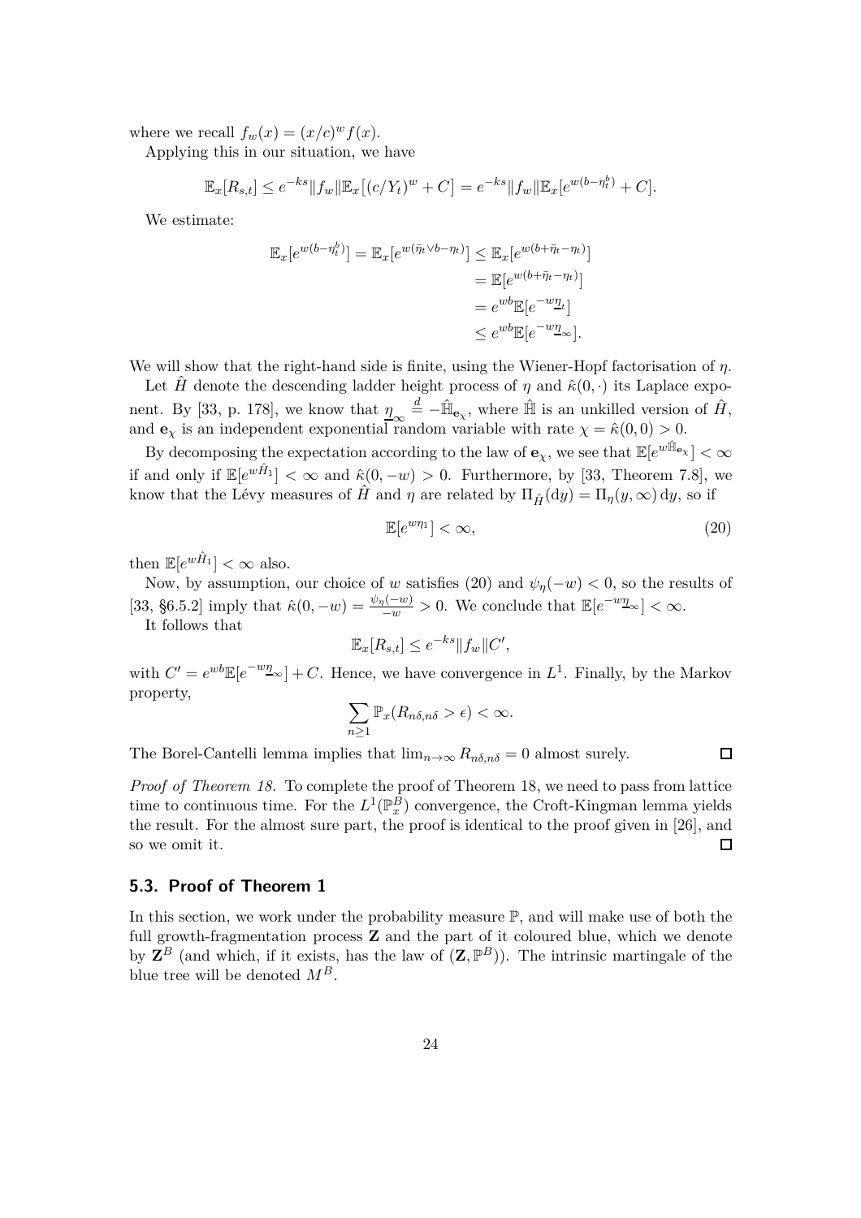where we recall $f_w(x) = (x/c)^w f(x)$.

Applying this in our situation, we have

$$\mathbb{E}_x[R_{s,t}] \le e^{-ks} \|f_w\| \mathbb{E}_x\big[(c/Y_t)^w + C\big] = e^{-ks}\|f_w\| \mathbb{E}_x[e^{w(b-\eta_t^b)} + C].$$

We estimate:

$$\begin{aligned}
\mathbb{E}_x[e^{w(b-\eta_t^b)}] = \mathbb{E}_x[e^{w(\bar{\eta}_t \vee b - \eta_t)}] &\le \mathbb{E}_x[e^{w(b+\bar{\eta}_t-\eta_t)}] \\
&= \mathbb{E}[e^{w(b+\bar{\eta}_t-\eta_t)}] \\
&= e^{wb}\mathbb{E}[e^{-w\underline{\eta}_t}] \\
&\le e^{wb}\mathbb{E}[e^{-w\underline{\eta}_\infty}].
\end{aligned}$$

We will show that the right-hand side is finite, using the Wiener-Hopf factorisation of $\eta$.

Let $\hat{H}$ denote the descending ladder height process of $\eta$ and $\hat{\kappa}(0,\cdot)$ its Laplace exponent. By [33, p. 178], we know that $\underline{\eta}_\infty \overset{d}{=} -\hat{\mathbb{H}}_{\mathbf{e}_\chi}$, where $\hat{\mathbb{H}}$ is an unkilled version of $\hat{H}$, and $\mathbf{e}_\chi$ is an independent exponential random variable with rate $\chi = \hat{\kappa}(0,0) > 0$.

By decomposing the expectation according to the law of $\mathbf{e}_\chi$, we see that $\mathbb{E}[e^{w\hat{\mathbb{H}}_{\mathbf{e}_\chi}}] < \infty$ if and only if $\mathbb{E}[e^{w\hat{H}_1}] < \infty$ and $\hat{\kappa}(0,-w) > 0$. Furthermore, by [33, Theorem 7.8], we know that the Lévy measures of $\hat{H}$ and $\eta$ are related by $\Pi_{\hat{H}}(\mathrm{d}y) = \Pi_\eta(y,\infty)\,\mathrm{d}y$, so if

$$\mathbb{E}[e^{w\eta_1}] < \infty, \tag{20}$$

then $\mathbb{E}[e^{w\hat{H}_1}] < \infty$ also.

Now, by assumption, our choice of $w$ satisfies (20) and $\psi_\eta(-w) < 0$, so the results of [33, §6.5.2] imply that $\hat{\kappa}(0,-w) = \frac{\psi_\eta(-w)}{-w} > 0$. We conclude that $\mathbb{E}[e^{-w\underline{\eta}_\infty}] < \infty$.

It follows that

$$\mathbb{E}_x[R_{s,t}] \le e^{-ks}\|f_w\|C',$$

with $C' = e^{wb}\mathbb{E}[e^{-w\underline{\eta}_\infty}] + C$. Hence, we have convergence in $L^1$. Finally, by the Markov property,

$$\sum_{n\ge 1} \mathbb{P}_x(R_{n\delta,n\delta} > \epsilon) < \infty.$$

The Borel-Cantelli lemma implies that $\lim_{n\to\infty} R_{n\delta,n\delta} = 0$ almost surely. □

*Proof of Theorem 18.* To complete the proof of Theorem 18, we need to pass from lattice time to continuous time. For the $L^1(\mathbb{P}_x^B)$ convergence, the Croft-Kingman lemma yields the result. For the almost sure part, the proof is identical to the proof given in [26], and so we omit it. □

## 5.3. Proof of Theorem 1

In this section, we work under the probability measure $\mathbb{P}$, and will make use of both the full growth-fragmentation process $\mathbf{Z}$ and the part of it coloured blue, which we denote by $\mathbf{Z}^B$ (and which, if it exists, has the law of $(\mathbf{Z}, \mathbb{P}^B)$). The intrinsic martingale of the blue tree will be denoted $M^B$.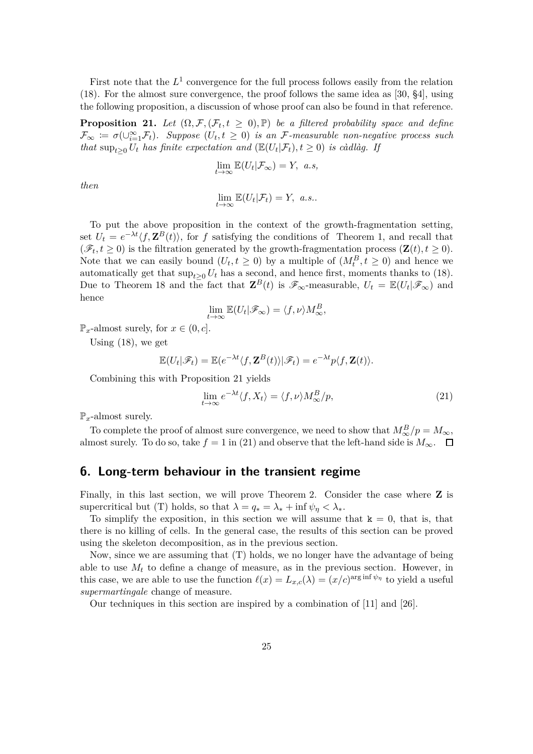First note that the $L^1$ convergence for the full process follows easily from the relation (18). For the almost sure convergence, the proof follows the same idea as [30, §4], using the following proposition, a discussion of whose proof can also be found in that reference.

**Proposition 21.** *Let* $(\Omega, \mathcal{F}, (\mathcal{F}_t, t \geq 0), \mathbb{P})$ *be a filtered probability space and define* $\mathcal{F}_\infty := \sigma(\cup_{i=1}^\infty \mathcal{F}_t)$*. Suppose* $(U_t, t \geq 0)$ *is an* $\mathcal{F}$*-measurable non-negative process such that* $\sup_{t\geq 0} U_t$ *has finite expectation and* $(\mathbb{E}(U_t|\mathcal{F}_t), t \geq 0)$ *is càdlàg. If*

$$\lim_{t\to\infty} \mathbb{E}(U_t|\mathcal{F}_\infty) = Y, \ \ a.s,$$

*then*

$$\lim_{t\to\infty} \mathbb{E}(U_t|\mathcal{F}_t) = Y, \ \ a.s..$$

To put the above proposition in the context of the growth-fragmentation setting, set $U_t = e^{-\lambda t}\langle f, \mathbf{Z}^B(t)\rangle$, for $f$ satisfying the conditions of Theorem 1, and recall that $(\mathscr{F}_t, t \geq 0)$ is the filtration generated by the growth-fragmentation process $(\mathbf{Z}(t), t \geq 0)$. Note that we can easily bound $(U_t, t \geq 0)$ by a multiple of $(M_t^B, t \geq 0)$ and hence we automatically get that $\sup_{t\geq 0} U_t$ has a second, and hence first, moments thanks to (18). Due to Theorem 18 and the fact that $\mathbf{Z}^B(t)$ is $\mathscr{F}_\infty$-measurable, $U_t = \mathbb{E}(U_t|\mathscr{F}_\infty)$ and hence

$$\lim_{t\to\infty} \mathbb{E}(U_t|\mathscr{F}_\infty) = \langle f, \nu\rangle M_\infty^B,$$

$\mathbb{P}_x$-almost surely, for $x \in (0, c]$.

Using (18), we get

$$\mathbb{E}(U_t|\mathscr{F}_t) = \mathbb{E}(e^{-\lambda t}\langle f, \mathbf{Z}^B(t)\rangle|\mathscr{F}_t) = e^{-\lambda t} p\langle f, \mathbf{Z}(t)\rangle.$$

Combining this with Proposition 21 yields

$$\lim_{t\to\infty} e^{-\lambda t}\langle f, X_t\rangle = \langle f, \nu\rangle M_\infty^B/p, \tag{21}$$

$\mathbb{P}_x$-almost surely.

To complete the proof of almost sure convergence, we need to show that $M_\infty^B/p = M_\infty$, almost surely. To do so, take $f = 1$ in (21) and observe that the left-hand side is $M_\infty$. $\square$

## 6. Long-term behaviour in the transient regime

Finally, in this last section, we will prove Theorem 2. Consider the case where $\mathbf{Z}$ is supercritical but (T) holds, so that $\lambda = q_* = \lambda_* + \inf \psi_\eta < \lambda_*$.

To simplify the exposition, in this section we will assume that $\mathtt{k} = 0$, that is, that there is no killing of cells. In the general case, the results of this section can be proved using the skeleton decomposition, as in the previous section.

Now, since we are assuming that (T) holds, we no longer have the advantage of being able to use $M_t$ to define a change of measure, as in the previous section. However, in this case, we are able to use the function $\ell(x) = L_{x,c}(\lambda) = (x/c)^{\arg\inf \psi_\eta}$ to yield a useful *supermartingale* change of measure.

Our techniques in this section are inspired by a combination of [11] and [26].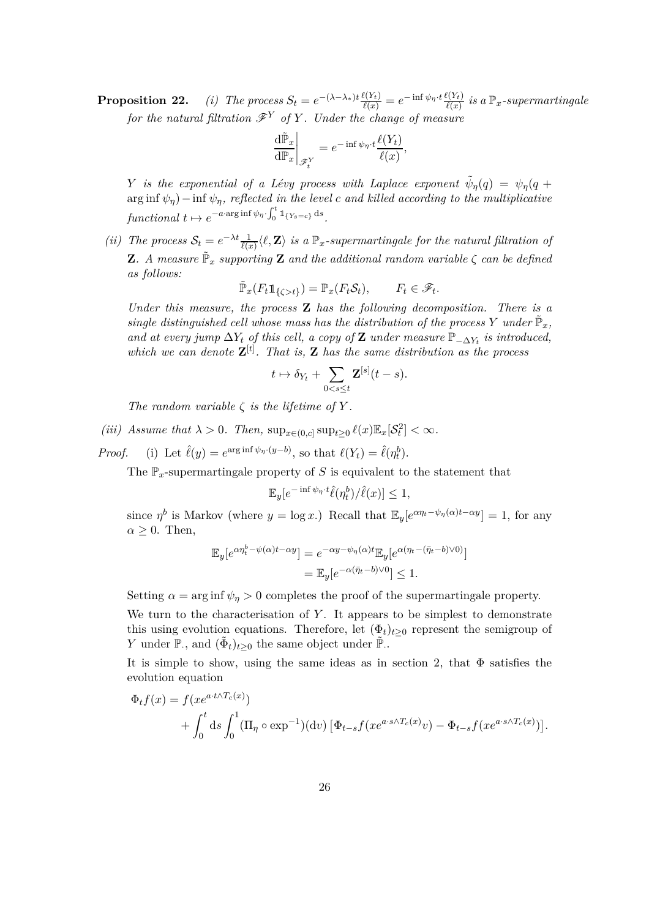**Proposition 22.** *(i) The process $S_t = e^{-(\lambda-\lambda_*)t}\frac{\ell(Y_t)}{\ell(x)} = e^{-\inf\psi_\eta \cdot t}\frac{\ell(Y_t)}{\ell(x)}$ is a $\mathbb{P}_x$-supermartingale for the natural filtration $\mathscr{F}^Y$ of $Y$. Under the change of measure*

$$\left.\frac{\mathrm{d}\tilde{\mathbb{P}}_x}{\mathrm{d}\mathbb{P}_x}\right|_{\mathscr{F}^Y_t} = e^{-\inf\psi_\eta \cdot t}\frac{\ell(Y_t)}{\ell(x)},$$

*$Y$ is the exponential of a Lévy process with Laplace exponent $\tilde{\psi}_\eta(q) = \psi_\eta(q + \arg\inf\psi_\eta) - \inf\psi_\eta$, reflected in the level $c$ and killed according to the multiplicative functional $t \mapsto e^{-a\cdot\arg\inf\psi_\eta\cdot\int_0^t \mathbb{1}_{\{Y_s=c\}}\,\mathrm{d}s}$.*

*(ii) The process $\mathcal{S}_t = e^{-\lambda t}\frac{1}{\ell(x)}\langle \ell, \mathbf{Z}\rangle$ is a $\mathbb{P}_x$-supermartingale for the natural filtration of $\mathbf{Z}$. A measure $\tilde{\mathbb{P}}_x$ supporting $\mathbf{Z}$ and the additional random variable $\zeta$ can be defined as follows:*

$$\tilde{\mathbb{P}}_x(F_t\mathbb{1}_{\{\zeta>t\}}) = \mathbb{P}_x(F_t\mathcal{S}_t), \qquad F_t \in \mathscr{F}_t.$$

*Under this measure, the process $\mathbf{Z}$ has the following decomposition. There is a single distinguished cell whose mass has the distribution of the process $Y$ under $\tilde{\mathbb{P}}_x$, and at every jump $\Delta Y_t$ of this cell, a copy of $\mathbf{Z}$ under measure $\mathbb{P}_{-\Delta Y_t}$ is introduced, which we can denote $\mathbf{Z}^{[t]}$. That is, $\mathbf{Z}$ has the same distribution as the process*

$$t \mapsto \delta_{Y_t} + \sum_{0<s\le t}\mathbf{Z}^{[s]}(t-s).$$

*The random variable $\zeta$ is the lifetime of $Y$.*

*(iii) Assume that $\lambda > 0$. Then, $\sup_{x\in(0,c]}\sup_{t\ge 0}\ell(x)\mathbb{E}_x[\mathcal{S}_t^2] < \infty$.*

*Proof.* (i) Let $\hat{\ell}(y) = e^{\arg\inf\psi_\eta\cdot(y-b)}$, so that $\ell(Y_t) = \hat{\ell}(\eta^b_t)$.

The $\mathbb{P}_x$-supermartingale property of $S$ is equivalent to the statement that

$$\mathbb{E}_y[e^{-\inf\psi_\eta\cdot t}\hat{\ell}(\eta^b_t)/\hat{\ell}(x)] \le 1,$$

since $\eta^b$ is Markov (where $y = \log x$.) Recall that $\mathbb{E}_y[e^{\alpha\eta_t - \psi_\eta(\alpha)t - \alpha y}] = 1$, for any $\alpha \ge 0$. Then,

$$\begin{aligned}\mathbb{E}_y[e^{\alpha\eta^b_t - \psi(\alpha)t - \alpha y}] &= e^{-\alpha y - \psi_\eta(\alpha)t}\mathbb{E}_y[e^{\alpha(\eta_t - (\bar{\eta}_t - b)\vee 0)}] \\ &= \mathbb{E}_y[e^{-\alpha(\bar{\eta}_t-b)\vee 0}] \le 1.\end{aligned}$$

Setting $\alpha = \arg\inf\psi_\eta > 0$ completes the proof of the supermartingale property.

We turn to the characterisation of $Y$. It appears to be simplest to demonstrate this using evolution equations. Therefore, let $(\Phi_t)_{t\ge 0}$ represent the semigroup of $Y$ under $\mathbb{P}_\cdot$, and $(\tilde{\Phi}_t)_{t\ge 0}$ the same object under $\tilde{\mathbb{P}}_\cdot$.

It is simple to show, using the same ideas as in section 2, that $\Phi$ satisfies the evolution equation

$$\begin{aligned}\Phi_t f(x) &= f(xe^{a\cdot t\wedge T_c(x)}) \\ &\quad + \int_0^t \mathrm{d}s \int_0^1 (\Pi_\eta \circ \exp^{-1})(\mathrm{d}v)\left[\Phi_{t-s}f(xe^{a\cdot s\wedge T_c(x)}v) - \Phi_{t-s}f(xe^{a\cdot s\wedge T_c(x)})\right].\end{aligned}$$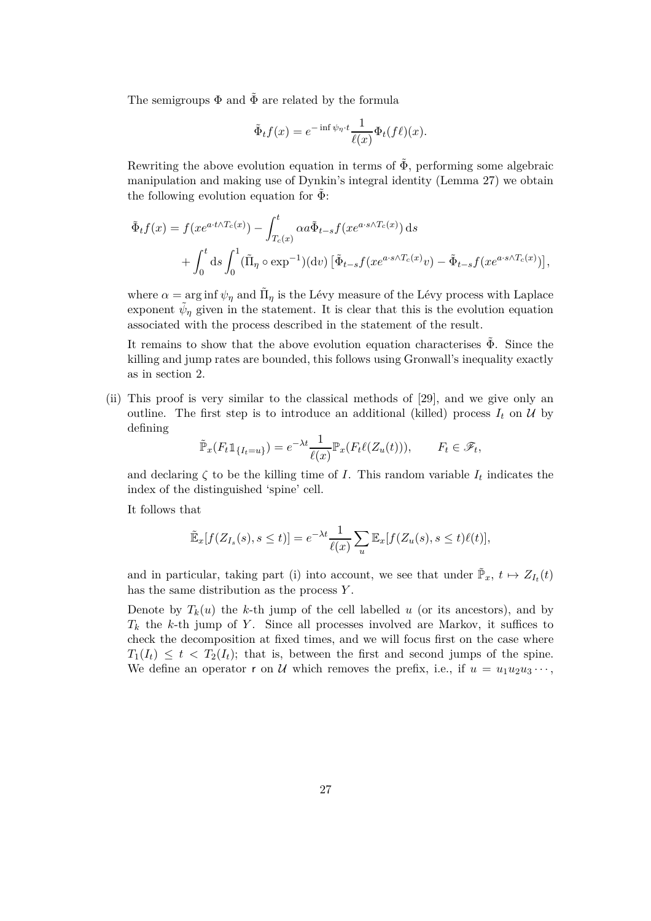The semigroups $\Phi$ and $\tilde{\Phi}$ are related by the formula

$$\tilde{\Phi}_t f(x) = e^{-\inf \psi_\eta \cdot t} \frac{1}{\ell(x)} \Phi_t(f\ell)(x).$$

Rewriting the above evolution equation in terms of $\tilde{\Phi}$, performing some algebraic manipulation and making use of Dynkin's integral identity (Lemma 27) we obtain the following evolution equation for $\tilde{\Phi}$:

$$\begin{aligned}
\tilde{\Phi}_t f(x) &= f(xe^{a\cdot t\wedge T_c(x)}) - \int_{T_c(x)}^t \alpha a \tilde{\Phi}_{t-s} f(xe^{a\cdot s\wedge T_c(x)})\, \mathrm{d}s \\
&\quad + \int_0^t \mathrm{d}s \int_0^1 (\tilde{\Pi}_\eta \circ \exp^{-1})(\mathrm{d}v) \left[\tilde{\Phi}_{t-s} f(xe^{a\cdot s\wedge T_c(x)} v) - \tilde{\Phi}_{t-s} f(xe^{a\cdot s\wedge T_c(x)})\right],
\end{aligned}$$

where $\alpha = \arg\inf \psi_\eta$ and $\tilde{\Pi}_\eta$ is the Lévy measure of the Lévy process with Laplace exponent $\tilde{\psi}_\eta$ given in the statement. It is clear that this is the evolution equation associated with the process described in the statement of the result.

It remains to show that the above evolution equation characterises $\tilde{\Phi}$. Since the killing and jump rates are bounded, this follows using Gronwall's inequality exactly as in section 2.

(ii) This proof is very similar to the classical methods of [29], and we give only an outline. The first step is to introduce an additional (killed) process $I_t$ on $\mathcal{U}$ by defining

$$\tilde{\mathbb{P}}_x(F_t \mathbb{1}_{\{I_t = u\}}) = e^{-\lambda t} \frac{1}{\ell(x)} \mathbb{P}_x(F_t \ell(Z_u(t))), \qquad F_t \in \mathscr{F}_t,$$

and declaring $\zeta$ to be the killing time of $I$. This random variable $I_t$ indicates the index of the distinguished 'spine' cell.

It follows that

$$\tilde{\mathbb{E}}_x[f(Z_{I_s}(s), s \le t)] = e^{-\lambda t} \frac{1}{\ell(x)} \sum_u \mathbb{E}_x[f(Z_u(s), s \le t) \ell(t)],$$

and in particular, taking part (i) into account, we see that under $\tilde{\mathbb{P}}_x$, $t \mapsto Z_{I_t}(t)$ has the same distribution as the process $Y$.

Denote by $T_k(u)$ the $k$-th jump of the cell labelled $u$ (or its ancestors), and by $T_k$ the $k$-th jump of $Y$. Since all processes involved are Markov, it suffices to check the decomposition at fixed times, and we will focus first on the case where $T_1(I_t) \le t < T_2(I_t)$; that is, between the first and second jumps of the spine. We define an operator $\mathsf{r}$ on $\mathcal{U}$ which removes the prefix, i.e., if $u = u_1 u_2 u_3 \cdots$,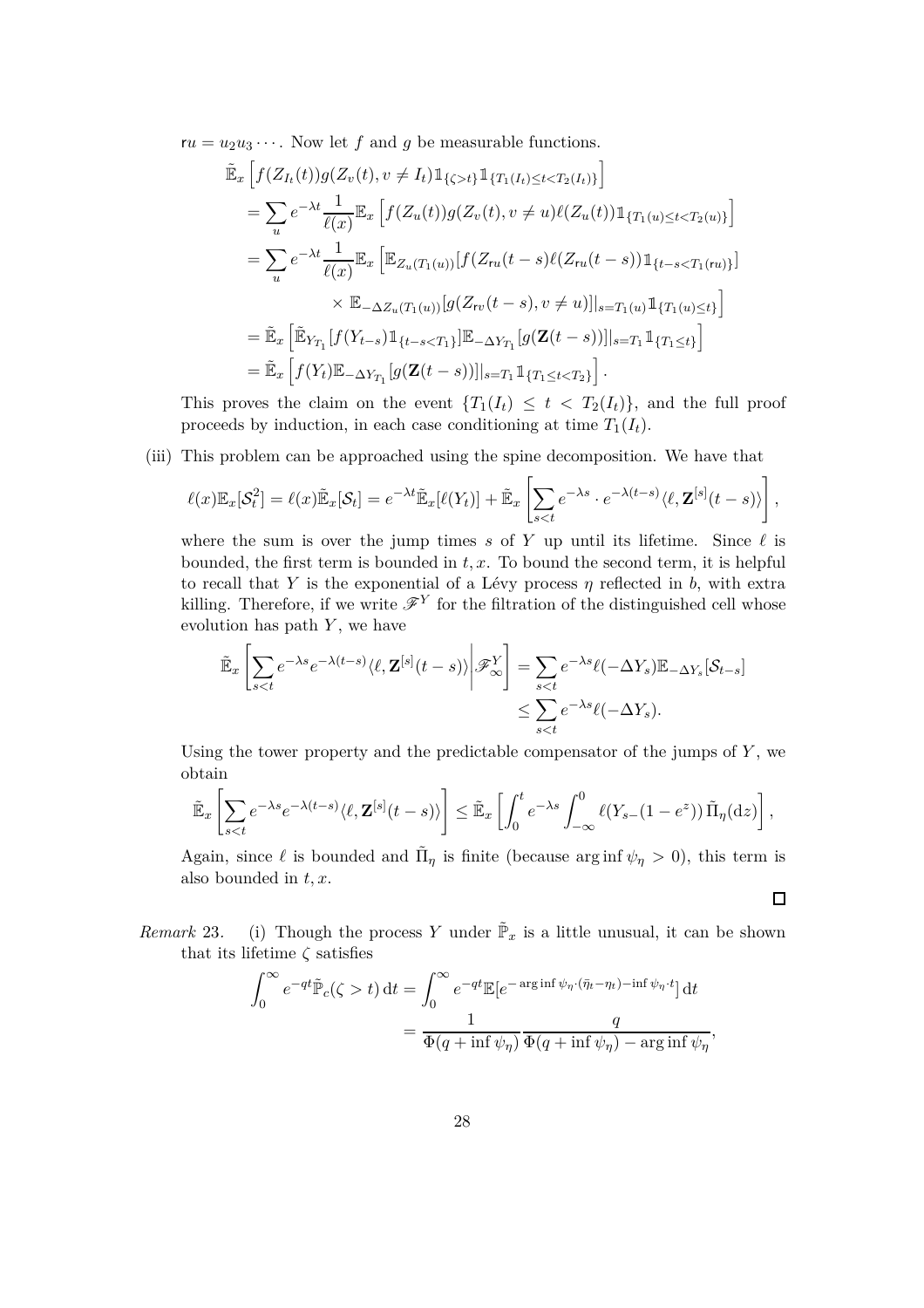$\mathsf{r}u = u_2 u_3 \cdots$. Now let $f$ and $g$ be measurable functions.

$$
\begin{aligned}
&\tilde{\mathbb{E}}_x \left[ f(Z_{I_t}(t)) g(Z_v(t), v \neq I_t) \mathbb{1}_{\{\zeta > t\}} \mathbb{1}_{\{T_1(I_t) \le t < T_2(I_t)\}} \right] \\
&= \sum_u e^{-\lambda t} \frac{1}{\ell(x)} \mathbb{E}_x \left[ f(Z_u(t)) g(Z_v(t), v \neq u) \ell(Z_u(t)) \mathbb{1}_{\{T_1(u) \le t < T_2(u)\}} \right] \\
&= \sum_u e^{-\lambda t} \frac{1}{\ell(x)} \mathbb{E}_x \Big[ \mathbb{E}_{Z_u(T_1(u))} [ f(Z_{\mathsf{r}u}(t-s)) \ell(Z_{\mathsf{r}u}(t-s)) \mathbb{1}_{\{t-s < T_1(\mathsf{r}u)\}} ] \\
&\qquad \times \mathbb{E}_{-\Delta Z_u(T_1(u))} [ g(Z_{\mathsf{r}v}(t-s), v \neq u) ] |_{s = T_1(u)} \mathbb{1}_{\{T_1(u) \le t\}} \Big] \\
&= \tilde{\mathbb{E}}_x \left[ \tilde{\mathbb{E}}_{Y_{T_1}} [ f(Y_{t-s}) \mathbb{1}_{\{t-s < T_1\}} ] \mathbb{E}_{-\Delta Y_{T_1}} [ g(\mathbf{Z}(t-s)) ] |_{s=T_1} \mathbb{1}_{\{T_1 \le t\}} \right] \\
&= \tilde{\mathbb{E}}_x \left[ f(Y_t) \mathbb{E}_{-\Delta Y_{T_1}} [ g(\mathbf{Z}(t-s)) ] |_{s=T_1} \mathbb{1}_{\{T_1 \le t < T_2\}} \right].
\end{aligned}
$$

This proves the claim on the event $\{T_1(I_t) \le t < T_2(I_t)\}$, and the full proof proceeds by induction, in each case conditioning at time $T_1(I_t)$.

(iii) This problem can be approached using the spine decomposition. We have that

$$
\ell(x) \mathbb{E}_x [\mathcal{S}_t^2] = \ell(x) \tilde{\mathbb{E}}_x [\mathcal{S}_t] = e^{-\lambda t} \tilde{\mathbb{E}}_x [\ell(Y_t)] + \tilde{\mathbb{E}}_x \left[ \sum_{s<t} e^{-\lambda s} \cdot e^{-\lambda(t-s)} \langle \ell, \mathbf{Z}^{[s]}(t-s) \rangle \right],
$$

where the sum is over the jump times $s$ of $Y$ up until its lifetime. Since $\ell$ is bounded, the first term is bounded in $t, x$. To bound the second term, it is helpful to recall that $Y$ is the exponential of a Lévy process $\eta$ reflected in $b$, with extra killing. Therefore, if we write $\mathscr{F}^Y$ for the filtration of the distinguished cell whose evolution has path $Y$, we have

$$
\begin{aligned}
\tilde{\mathbb{E}}_x \left[ \sum_{s<t} e^{-\lambda s} e^{-\lambda(t-s)} \langle \ell, \mathbf{Z}^{[s]}(t-s) \rangle \middle| \mathscr{F}_\infty^Y \right] &= \sum_{s<t} e^{-\lambda s} \ell(-\Delta Y_s) \mathbb{E}_{-\Delta Y_s} [\mathcal{S}_{t-s}] \\
&\le \sum_{s<t} e^{-\lambda s} \ell(-\Delta Y_s).
\end{aligned}
$$

Using the tower property and the predictable compensator of the jumps of $Y$, we obtain

$$
\tilde{\mathbb{E}}_x \left[ \sum_{s<t} e^{-\lambda s} e^{-\lambda(t-s)} \langle \ell, \mathbf{Z}^{[s]}(t-s) \rangle \right] \le \tilde{\mathbb{E}}_x \left[ \int_0^t e^{-\lambda s} \int_{-\infty}^0 \ell(Y_{s-}(1-e^z)) \, \tilde{\Pi}_\eta(\mathrm{d}z) \right],
$$

Again, since $\ell$ is bounded and $\tilde{\Pi}_\eta$ is finite (because $\arg\inf \psi_\eta > 0$), this term is also bounded in $t, x$. ☐

*Remark* 23. (i) Though the process $Y$ under $\tilde{\mathbb{P}}_x$ is a little unusual, it can be shown that its lifetime $\zeta$ satisfies

$$
\begin{aligned}
\int_0^\infty e^{-qt} \tilde{\mathbb{P}}_c(\zeta > t) \, \mathrm{d}t &= \int_0^\infty e^{-qt} \mathbb{E}[e^{-\arg\inf \psi_\eta \cdot (\bar{\eta}_t - \eta_t) - \inf \psi_\eta \cdot t}] \, \mathrm{d}t \\
&= \frac{1}{\Phi(q + \inf \psi_\eta)} \frac{q}{\Phi(q + \inf \psi_\eta) - \arg\inf \psi_\eta},
\end{aligned}
$$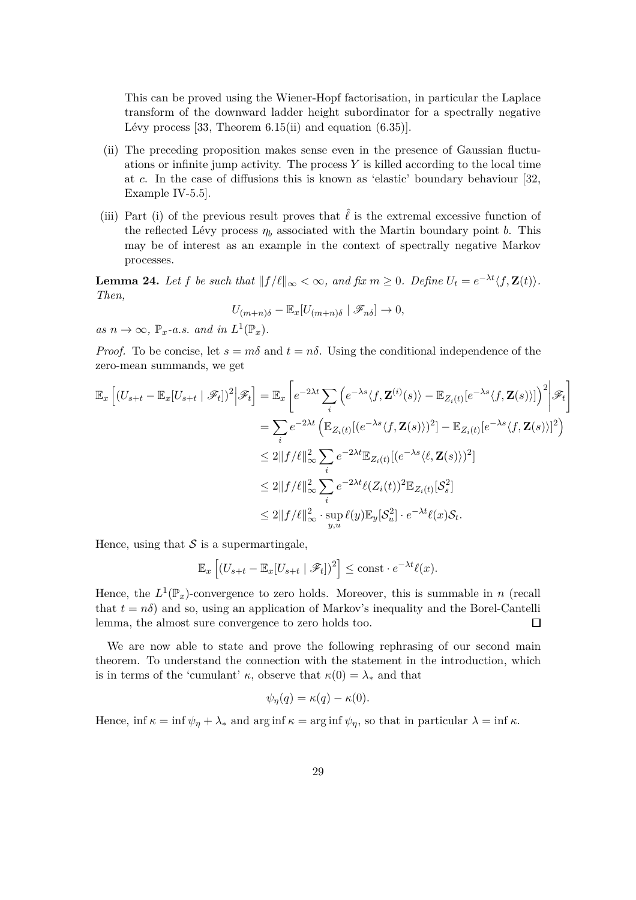This can be proved using the Wiener-Hopf factorisation, in particular the Laplace transform of the downward ladder height subordinator for a spectrally negative Lévy process [33, Theorem 6.15(ii) and equation (6.35)].

(ii) The preceding proposition makes sense even in the presence of Gaussian fluctuations or infinite jump activity. The process $Y$ is killed according to the local time at $c$. In the case of diffusions this is known as 'elastic' boundary behaviour [32, Example IV-5.5].

(iii) Part (i) of the previous result proves that $\hat{\ell}$ is the extremal excessive function of the reflected Lévy process $\eta_b$ associated with the Martin boundary point $b$. This may be of interest as an example in the context of spectrally negative Markov processes.

**Lemma 24.** *Let $f$ be such that $\|f/\ell\|_\infty < \infty$, and fix $m \geq 0$. Define $U_t = e^{-\lambda t}\langle f, \mathbf{Z}(t)\rangle$. Then,*

$$U_{(m+n)\delta} - \mathbb{E}_x[U_{(m+n)\delta} \mid \mathscr{F}_{n\delta}] \to 0,$$

*as $n \to \infty$, $\mathbb{P}_x$-a.s. and in $L^1(\mathbb{P}_x)$.*

*Proof.* To be concise, let $s = m\delta$ and $t = n\delta$. Using the conditional independence of the zero-mean summands, we get

$$\begin{aligned}
\mathbb{E}_x\left[(U_{s+t} - \mathbb{E}_x[U_{s+t} \mid \mathscr{F}_t])^2 \middle| \mathscr{F}_t\right] &= \mathbb{E}_x\left[e^{-2\lambda t}\sum_i \left(e^{-\lambda s}\langle f, \mathbf{Z}^{(i)}(s)\rangle - \mathbb{E}_{Z_i(t)}[e^{-\lambda s}\langle f, \mathbf{Z}(s)\rangle]\right)^2 \middle| \mathscr{F}_t\right] \\
&= \sum_i e^{-2\lambda t}\left(\mathbb{E}_{Z_i(t)}[(e^{-\lambda s}\langle f, \mathbf{Z}(s)\rangle)^2] - \mathbb{E}_{Z_i(t)}[e^{-\lambda s}\langle f, \mathbf{Z}(s)\rangle]^2\right) \\
&\leq 2\|f/\ell\|_\infty^2 \sum_i e^{-2\lambda t}\mathbb{E}_{Z_i(t)}[(e^{-\lambda s}\langle \ell, \mathbf{Z}(s)\rangle)^2] \\
&\leq 2\|f/\ell\|_\infty^2 \sum_i e^{-2\lambda t}\ell(Z_i(t))^2\mathbb{E}_{Z_i(t)}[\mathcal{S}_s^2] \\
&\leq 2\|f/\ell\|_\infty^2 \cdot \sup_{y,u}\ell(y)\mathbb{E}_y[\mathcal{S}_u^2] \cdot e^{-\lambda t}\ell(x)\mathcal{S}_t.
\end{aligned}$$

Hence, using that $\mathcal{S}$ is a supermartingale,

$$\mathbb{E}_x\left[(U_{s+t} - \mathbb{E}_x[U_{s+t} \mid \mathscr{F}_t])^2\right] \leq \text{const} \cdot e^{-\lambda t}\ell(x).$$

Hence, the $L^1(\mathbb{P}_x)$-convergence to zero holds. Moreover, this is summable in $n$ (recall that $t = n\delta$) and so, using an application of Markov's inequality and the Borel-Cantelli lemma, the almost sure convergence to zero holds too. $\square$

We are now able to state and prove the following rephrasing of our second main theorem. To understand the connection with the statement in the introduction, which is in terms of the 'cumulant' $\kappa$, observe that $\kappa(0) = \lambda_*$ and that

$$\psi_\eta(q) = \kappa(q) - \kappa(0).$$

Hence, $\inf \kappa = \inf \psi_\eta + \lambda_*$ and $\arg\inf \kappa = \arg\inf \psi_\eta$, so that in particular $\lambda = \inf \kappa$.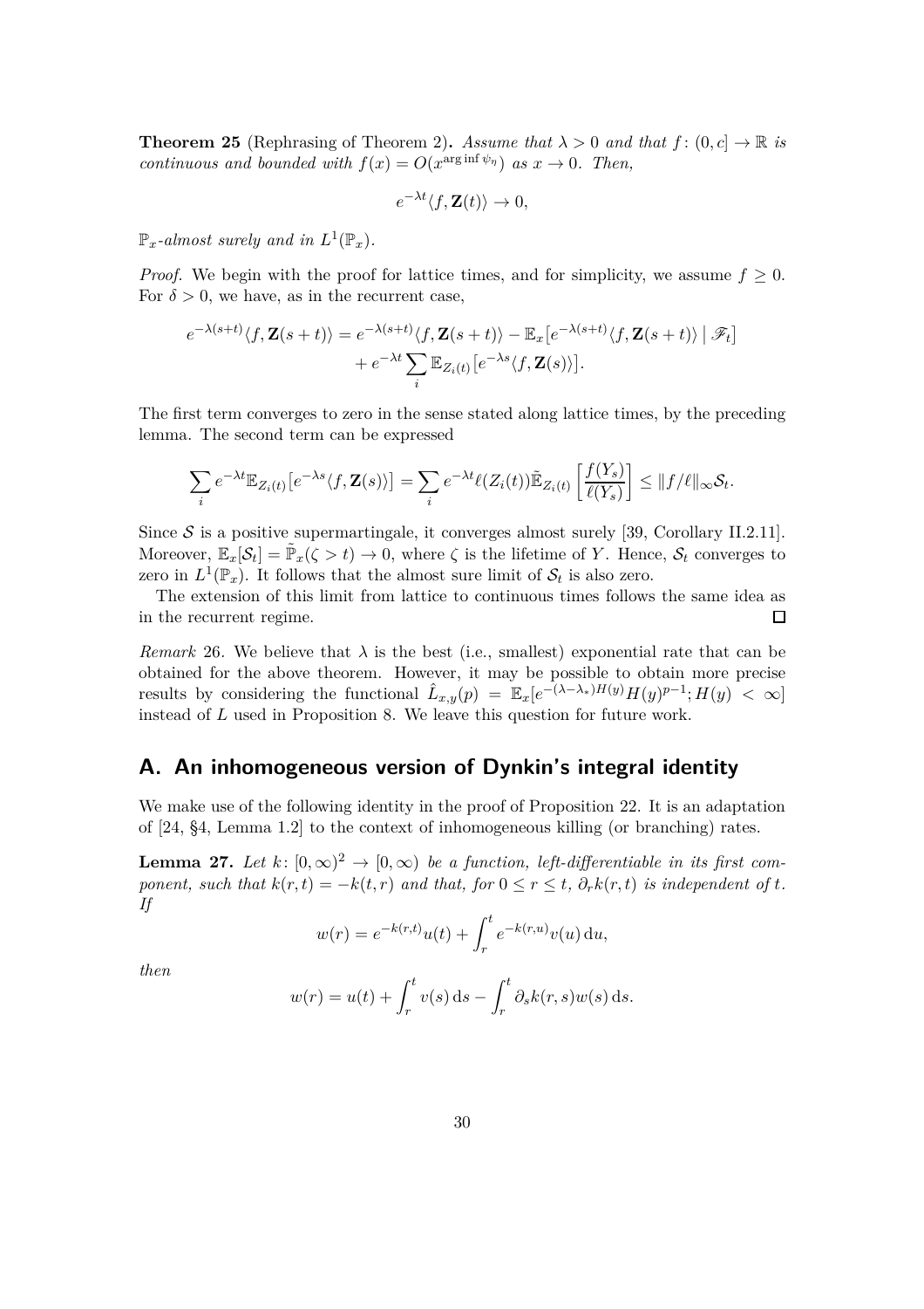**Theorem 25** (Rephrasing of Theorem 2)**.** *Assume that $\lambda > 0$ and that $f\colon (0, c] \to \mathbb{R}$ is continuous and bounded with $f(x) = O(x^{\arg\inf \psi_\eta})$ as $x \to 0$. Then,*

$$e^{-\lambda t}\langle f, \mathbf{Z}(t)\rangle \to 0,$$

*$\mathbb{P}_x$-almost surely and in $L^1(\mathbb{P}_x)$.*

*Proof.* We begin with the proof for lattice times, and for simplicity, we assume $f \geq 0$. For $\delta > 0$, we have, as in the recurrent case,

$$\begin{aligned} e^{-\lambda(s+t)}\langle f, \mathbf{Z}(s+t)\rangle &= e^{-\lambda(s+t)}\langle f, \mathbf{Z}(s+t)\rangle - \mathbb{E}_x\big[e^{-\lambda(s+t)}\langle f, \mathbf{Z}(s+t)\rangle \mid \mathscr{F}_t\big] \\ &\quad + e^{-\lambda t}\sum_i \mathbb{E}_{Z_i(t)}\big[e^{-\lambda s}\langle f, \mathbf{Z}(s)\rangle\big]. \end{aligned}$$

The first term converges to zero in the sense stated along lattice times, by the preceding lemma. The second term can be expressed

$$\sum_i e^{-\lambda t}\mathbb{E}_{Z_i(t)}\big[e^{-\lambda s}\langle f, \mathbf{Z}(s)\rangle\big] = \sum_i e^{-\lambda t}\ell(Z_i(t))\tilde{\mathbb{E}}_{Z_i(t)}\left[\frac{f(Y_s)}{\ell(Y_s)}\right] \leq \|f/\ell\|_\infty \mathcal{S}_t.$$

Since $\mathcal{S}$ is a positive supermartingale, it converges almost surely [39, Corollary II.2.11]. Moreover, $\mathbb{E}_x[\mathcal{S}_t] = \tilde{\mathbb{P}}_x(\zeta > t) \to 0$, where $\zeta$ is the lifetime of $Y$. Hence, $\mathcal{S}_t$ converges to zero in $L^1(\mathbb{P}_x)$. It follows that the almost sure limit of $\mathcal{S}_t$ is also zero.

The extension of this limit from lattice to continuous times follows the same idea as in the recurrent regime. $\square$

*Remark* 26. We believe that $\lambda$ is the best (i.e., smallest) exponential rate that can be obtained for the above theorem. However, it may be possible to obtain more precise results by considering the functional $\hat{L}_{x,y}(p) = \mathbb{E}_x[e^{-(\lambda-\lambda_*)H(y)}H(y)^{p-1}; H(y) < \infty]$ instead of $L$ used in Proposition 8. We leave this question for future work.

## A. An inhomogeneous version of Dynkin's integral identity

We make use of the following identity in the proof of Proposition 22. It is an adaptation of [24, §4, Lemma 1.2] to the context of inhomogeneous killing (or branching) rates.

**Lemma 27.** *Let $k\colon [0,\infty)^2 \to [0,\infty)$ be a function, left-differentiable in its first component, such that $k(r,t) = -k(t,r)$ and that, for $0 \leq r \leq t$, $\partial_r k(r,t)$ is independent of $t$. If*

$$w(r) = e^{-k(r,t)}u(t) + \int_r^t e^{-k(r,u)}v(u)\,\mathrm{d}u,$$

*then*

$$w(r) = u(t) + \int_r^t v(s)\,\mathrm{d}s - \int_r^t \partial_s k(r,s)w(s)\,\mathrm{d}s.$$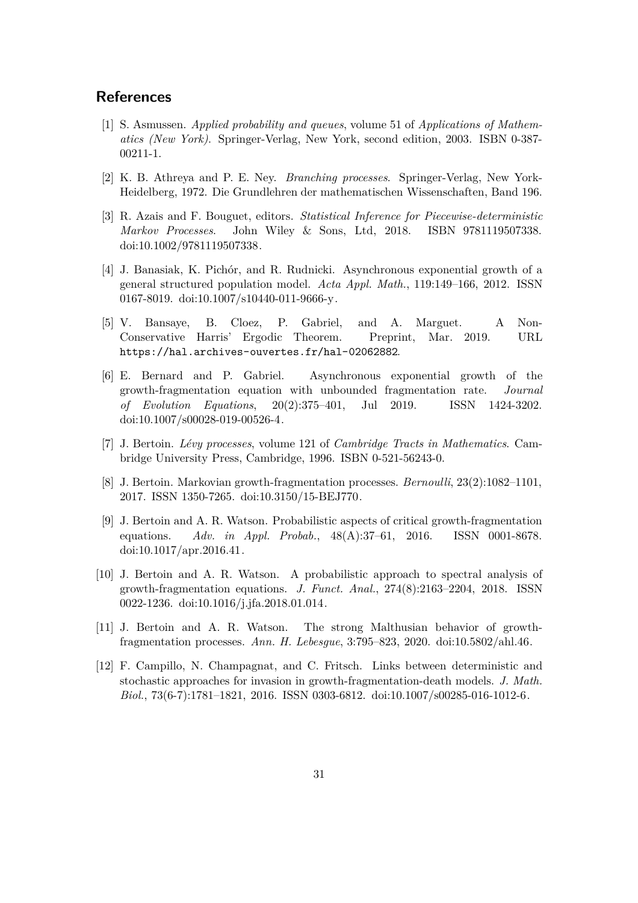## References

[1] S. Asmussen. *Applied probability and queues*, volume 51 of *Applications of Mathematics (New York)*. Springer-Verlag, New York, second edition, 2003. ISBN 0-387-00211-1.

[2] K. B. Athreya and P. E. Ney. *Branching processes*. Springer-Verlag, New York-Heidelberg, 1972. Die Grundlehren der mathematischen Wissenschaften, Band 196.

[3] R. Azais and F. Bouguet, editors. *Statistical Inference for Piecewise-deterministic Markov Processes*. John Wiley & Sons, Ltd, 2018. ISBN 9781119507338. doi:10.1002/9781119507338.

[4] J. Banasiak, K. Pichór, and R. Rudnicki. Asynchronous exponential growth of a general structured population model. *Acta Appl. Math.*, 119:149–166, 2012. ISSN 0167-8019. doi:10.1007/s10440-011-9666-y.

[5] V. Bansaye, B. Cloez, P. Gabriel, and A. Marguet. A Non-Conservative Harris' Ergodic Theorem. Preprint, Mar. 2019. URL `https://hal.archives-ouvertes.fr/hal-02062882`.

[6] E. Bernard and P. Gabriel. Asynchronous exponential growth of the growth-fragmentation equation with unbounded fragmentation rate. *Journal of Evolution Equations*, 20(2):375–401, Jul 2019. ISSN 1424-3202. doi:10.1007/s00028-019-00526-4.

[7] J. Bertoin. *Lévy processes*, volume 121 of *Cambridge Tracts in Mathematics*. Cambridge University Press, Cambridge, 1996. ISBN 0-521-56243-0.

[8] J. Bertoin. Markovian growth-fragmentation processes. *Bernoulli*, 23(2):1082–1101, 2017. ISSN 1350-7265. doi:10.3150/15-BEJ770.

[9] J. Bertoin and A. R. Watson. Probabilistic aspects of critical growth-fragmentation equations. *Adv. in Appl. Probab.*, 48(A):37–61, 2016. ISSN 0001-8678. doi:10.1017/apr.2016.41.

[10] J. Bertoin and A. R. Watson. A probabilistic approach to spectral analysis of growth-fragmentation equations. *J. Funct. Anal.*, 274(8):2163–2204, 2018. ISSN 0022-1236. doi:10.1016/j.jfa.2018.01.014.

[11] J. Bertoin and A. R. Watson. The strong Malthusian behavior of growth-fragmentation processes. *Ann. H. Lebesgue*, 3:795–823, 2020. doi:10.5802/ahl.46.

[12] F. Campillo, N. Champagnat, and C. Fritsch. Links between deterministic and stochastic approaches for invasion in growth-fragmentation-death models. *J. Math. Biol.*, 73(6-7):1781–1821, 2016. ISSN 0303-6812. doi:10.1007/s00285-016-1012-6.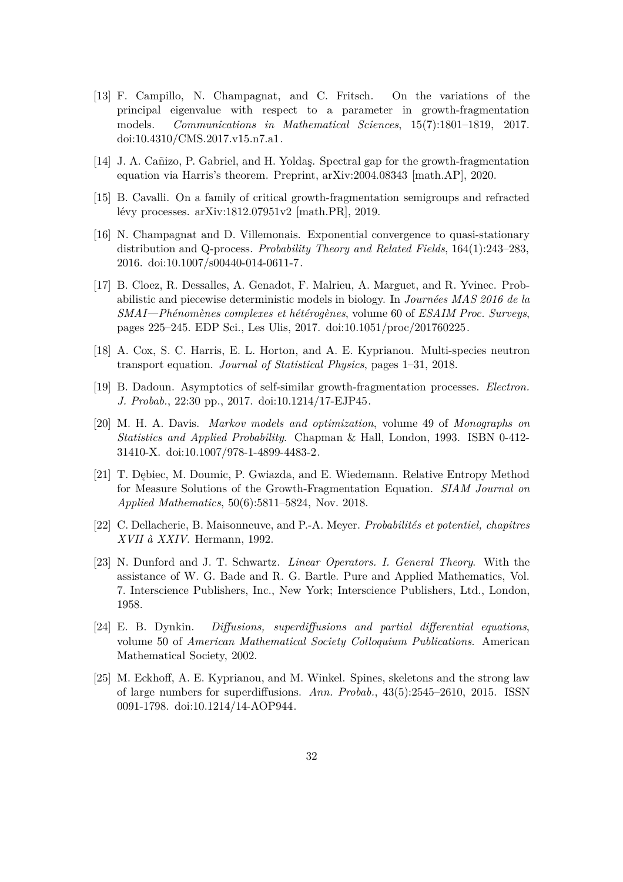[13] F. Campillo, N. Champagnat, and C. Fritsch. On the variations of the principal eigenvalue with respect to a parameter in growth-fragmentation models. *Communications in Mathematical Sciences*, 15(7):1801–1819, 2017. doi:10.4310/CMS.2017.v15.n7.a1.

[14] J. A. Cañizo, P. Gabriel, and H. Yoldaş. Spectral gap for the growth-fragmentation equation via Harris's theorem. Preprint, arXiv:2004.08343 [math.AP], 2020.

[15] B. Cavalli. On a family of critical growth-fragmentation semigroups and refracted lévy processes. arXiv:1812.07951v2 [math.PR], 2019.

[16] N. Champagnat and D. Villemonais. Exponential convergence to quasi-stationary distribution and Q-process. *Probability Theory and Related Fields*, 164(1):243–283, 2016. doi:10.1007/s00440-014-0611-7.

[17] B. Cloez, R. Dessalles, A. Genadot, F. Malrieu, A. Marguet, and R. Yvinec. Probabilistic and piecewise deterministic models in biology. In *Journées MAS 2016 de la SMAI—Phénomènes complexes et hétérogènes*, volume 60 of *ESAIM Proc. Surveys*, pages 225–245. EDP Sci., Les Ulis, 2017. doi:10.1051/proc/201760225.

[18] A. Cox, S. C. Harris, E. L. Horton, and A. E. Kyprianou. Multi-species neutron transport equation. *Journal of Statistical Physics*, pages 1–31, 2018.

[19] B. Dadoun. Asymptotics of self-similar growth-fragmentation processes. *Electron. J. Probab.*, 22:30 pp., 2017. doi:10.1214/17-EJP45.

[20] M. H. A. Davis. *Markov models and optimization*, volume 49 of *Monographs on Statistics and Applied Probability*. Chapman & Hall, London, 1993. ISBN 0-412-31410-X. doi:10.1007/978-1-4899-4483-2.

[21] T. Dębiec, M. Doumic, P. Gwiazda, and E. Wiedemann. Relative Entropy Method for Measure Solutions of the Growth-Fragmentation Equation. *SIAM Journal on Applied Mathematics*, 50(6):5811–5824, Nov. 2018.

[22] C. Dellacherie, B. Maisonneuve, and P.-A. Meyer. *Probabilités et potentiel, chapitres XVII à XXIV*. Hermann, 1992.

[23] N. Dunford and J. T. Schwartz. *Linear Operators. I. General Theory.* With the assistance of W. G. Bade and R. G. Bartle. Pure and Applied Mathematics, Vol. 7. Interscience Publishers, Inc., New York; Interscience Publishers, Ltd., London, 1958.

[24] E. B. Dynkin. *Diffusions, superdiffusions and partial differential equations*, volume 50 of *American Mathematical Society Colloquium Publications*. American Mathematical Society, 2002.

[25] M. Eckhoff, A. E. Kyprianou, and M. Winkel. Spines, skeletons and the strong law of large numbers for superdiffusions. *Ann. Probab.*, 43(5):2545–2610, 2015. ISSN 0091-1798. doi:10.1214/14-AOP944.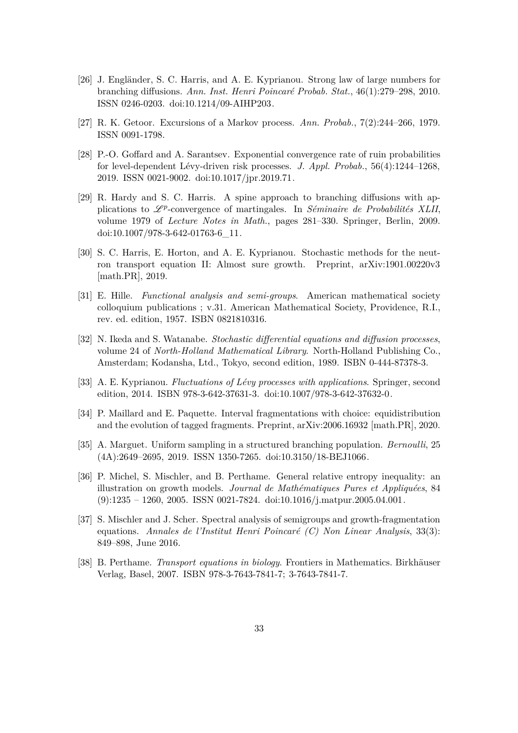[26] J. Engländer, S. C. Harris, and A. E. Kyprianou. Strong law of large numbers for branching diffusions. *Ann. Inst. Henri Poincaré Probab. Stat.*, 46(1):279–298, 2010. ISSN 0246-0203. doi:10.1214/09-AIHP203.

[27] R. K. Getoor. Excursions of a Markov process. *Ann. Probab.*, 7(2):244–266, 1979. ISSN 0091-1798.

[28] P.-O. Goffard and A. Sarantsev. Exponential convergence rate of ruin probabilities for level-dependent Lévy-driven risk processes. *J. Appl. Probab.*, 56(4):1244–1268, 2019. ISSN 0021-9002. doi:10.1017/jpr.2019.71.

[29] R. Hardy and S. C. Harris. A spine approach to branching diffusions with applications to $\mathscr{L}^p$-convergence of martingales. In *Séminaire de Probabilités XLII*, volume 1979 of *Lecture Notes in Math.*, pages 281–330. Springer, Berlin, 2009. doi:10.1007/978-3-642-01763-6_11.

[30] S. C. Harris, E. Horton, and A. E. Kyprianou. Stochastic methods for the neutron transport equation II: Almost sure growth. Preprint, arXiv:1901.00220v3 [math.PR], 2019.

[31] E. Hille. *Functional analysis and semi-groups*. American mathematical society colloquium publications ; v.31. American Mathematical Society, Providence, R.I., rev. ed. edition, 1957. ISBN 0821810316.

[32] N. Ikeda and S. Watanabe. *Stochastic differential equations and diffusion processes*, volume 24 of *North-Holland Mathematical Library*. North-Holland Publishing Co., Amsterdam; Kodansha, Ltd., Tokyo, second edition, 1989. ISBN 0-444-87378-3.

[33] A. E. Kyprianou. *Fluctuations of Lévy processes with applications*. Springer, second edition, 2014. ISBN 978-3-642-37631-3. doi:10.1007/978-3-642-37632-0.

[34] P. Maillard and E. Paquette. Interval fragmentations with choice: equidistribution and the evolution of tagged fragments. Preprint, arXiv:2006.16932 [math.PR], 2020.

[35] A. Marguet. Uniform sampling in a structured branching population. *Bernoulli*, 25 (4A):2649–2695, 2019. ISSN 1350-7265. doi:10.3150/18-BEJ1066.

[36] P. Michel, S. Mischler, and B. Perthame. General relative entropy inequality: an illustration on growth models. *Journal de Mathématiques Pures et Appliquées*, 84 (9):1235 – 1260, 2005. ISSN 0021-7824. doi:10.1016/j.matpur.2005.04.001.

[37] S. Mischler and J. Scher. Spectral analysis of semigroups and growth-fragmentation equations. *Annales de l'Institut Henri Poincaré (C) Non Linear Analysis*, 33(3): 849–898, June 2016.

[38] B. Perthame. *Transport equations in biology*. Frontiers in Mathematics. Birkhäuser Verlag, Basel, 2007. ISBN 978-3-7643-7841-7; 3-7643-7841-7.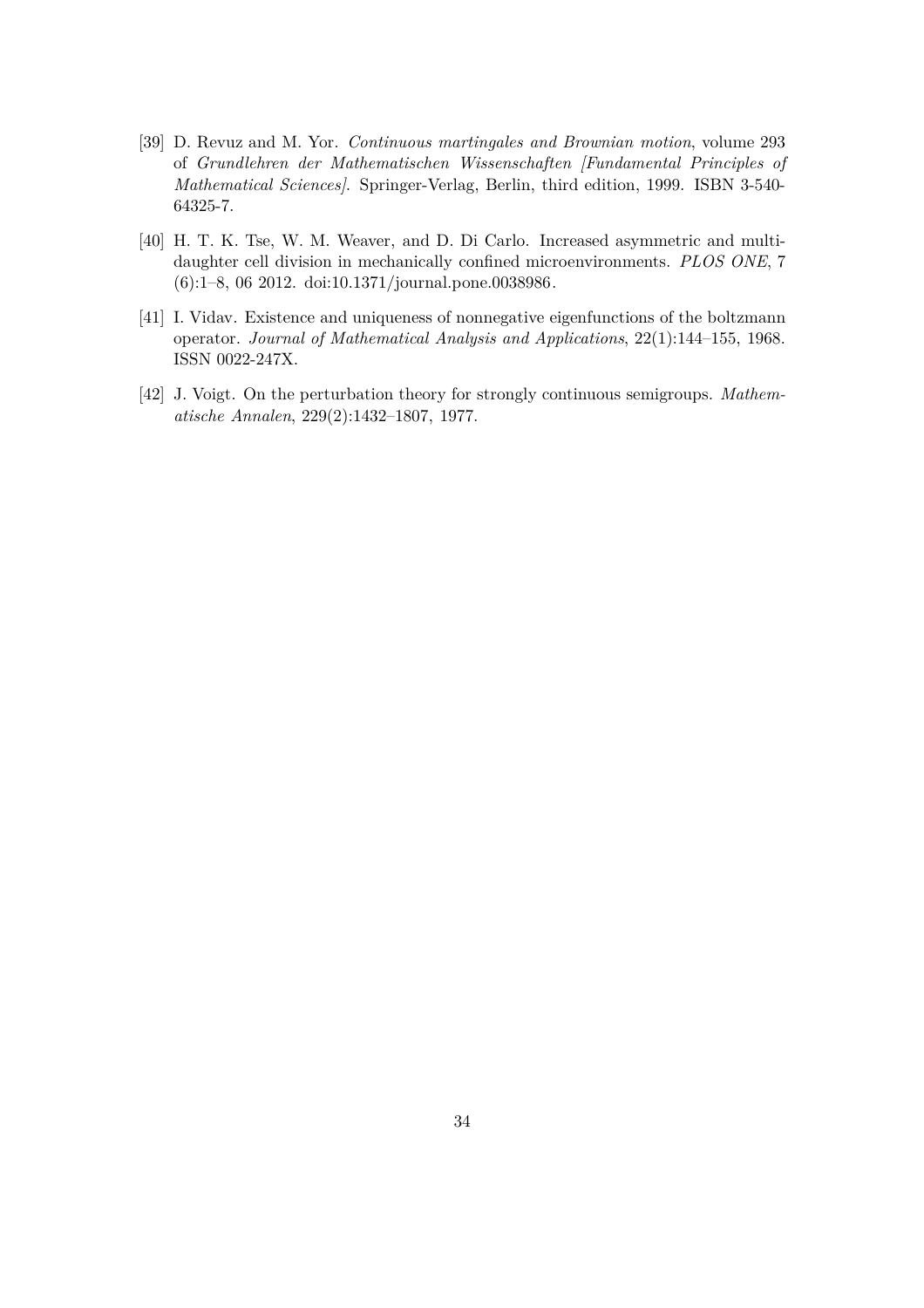[39] D. Revuz and M. Yor. *Continuous martingales and Brownian motion*, volume 293 of *Grundlehren der Mathematischen Wissenschaften [Fundamental Principles of Mathematical Sciences]*. Springer-Verlag, Berlin, third edition, 1999. ISBN 3-540-64325-7.

[40] H. T. K. Tse, W. M. Weaver, and D. Di Carlo. Increased asymmetric and multi-daughter cell division in mechanically confined microenvironments. *PLOS ONE*, 7 (6):1–8, 06 2012. doi:10.1371/journal.pone.0038986.

[41] I. Vidav. Existence and uniqueness of nonnegative eigenfunctions of the boltzmann operator. *Journal of Mathematical Analysis and Applications*, 22(1):144–155, 1968. ISSN 0022-247X.

[42] J. Voigt. On the perturbation theory for strongly continuous semigroups. *Mathematische Annalen*, 229(2):1432–1807, 1977.